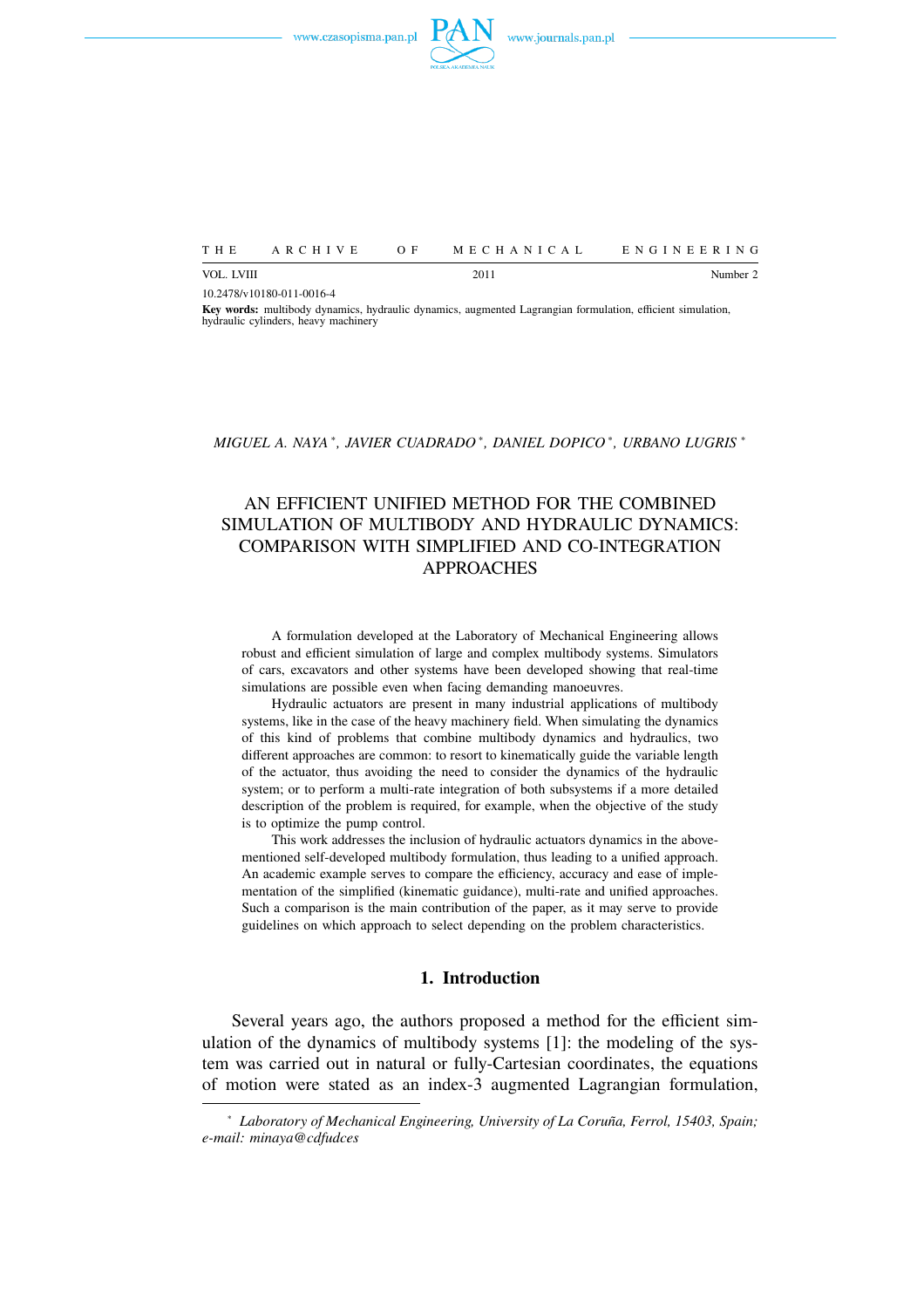10.2478/v10180-011-0016-4

**Key words:** multibody dynamics, hydraulic dynamics, augmented Lagrangian formulation, efficient simulation, hydraulic cylinders, heavy machinery

*MIGUEL A. NAYA* [\*], *JAVIER CUADRADO* [\*], *DANIEL DOPICO* [\*], *URBANO LUGRIS* [\*]

# AN EFFICIENT UNIFIED METHOD FOR THE COMBINED SIMULATION OF MULTIBODY AND HYDRAULIC DYNAMICS: COMPARISON WITH SIMPLIFIED AND CO-INTEGRATION APPROACHES

A formulation developed at the Laboratory of Mechanical Engineering allows robust and efficient simulation of large and complex multibody systems. Simulators of cars, excavators and other systems have been developed showing that real-time simulations are possible even when facing demanding manoeuvres.

Hydraulic actuators are present in many industrial applications of multibody systems, like in the case of the heavy machinery field. When simulating the dynamics of this kind of problems that combine multibody dynamics and hydraulics, two different approaches are common: to resort to kinematically guide the variable length of the actuator, thus avoiding the need to consider the dynamics of the hydraulic system; or to perform a multi-rate integration of both subsystems if a more detailed description of the problem is required, for example, when the objective of the study is to optimize the pump control.

This work addresses the inclusion of hydraulic actuators dynamics in the above-mentioned self-developed multibody formulation, thus leading to a unified approach. An academic example serves to compare the efficiency, accuracy and ease of implementation of the simplified (kinematic guidance), multi-rate and unified approaches. Such a comparison is the main contribution of the paper, as it may serve to provide guidelines on which approach to select depending on the problem characteristics.

## 1. Introduction

Several years ago, the authors proposed a method for the efficient simulation of the dynamics of multibody systems [1]: the modeling of the system was carried out in natural or fully-Cartesian coordinates, the equations of motion were stated as an index-3 augmented Lagrangian formulation,

---

[\*] *Laboratory of Mechanical Engineering, University of La Coruña, Ferrol, 15403, Spain; e-mail: minaya@cdfudces*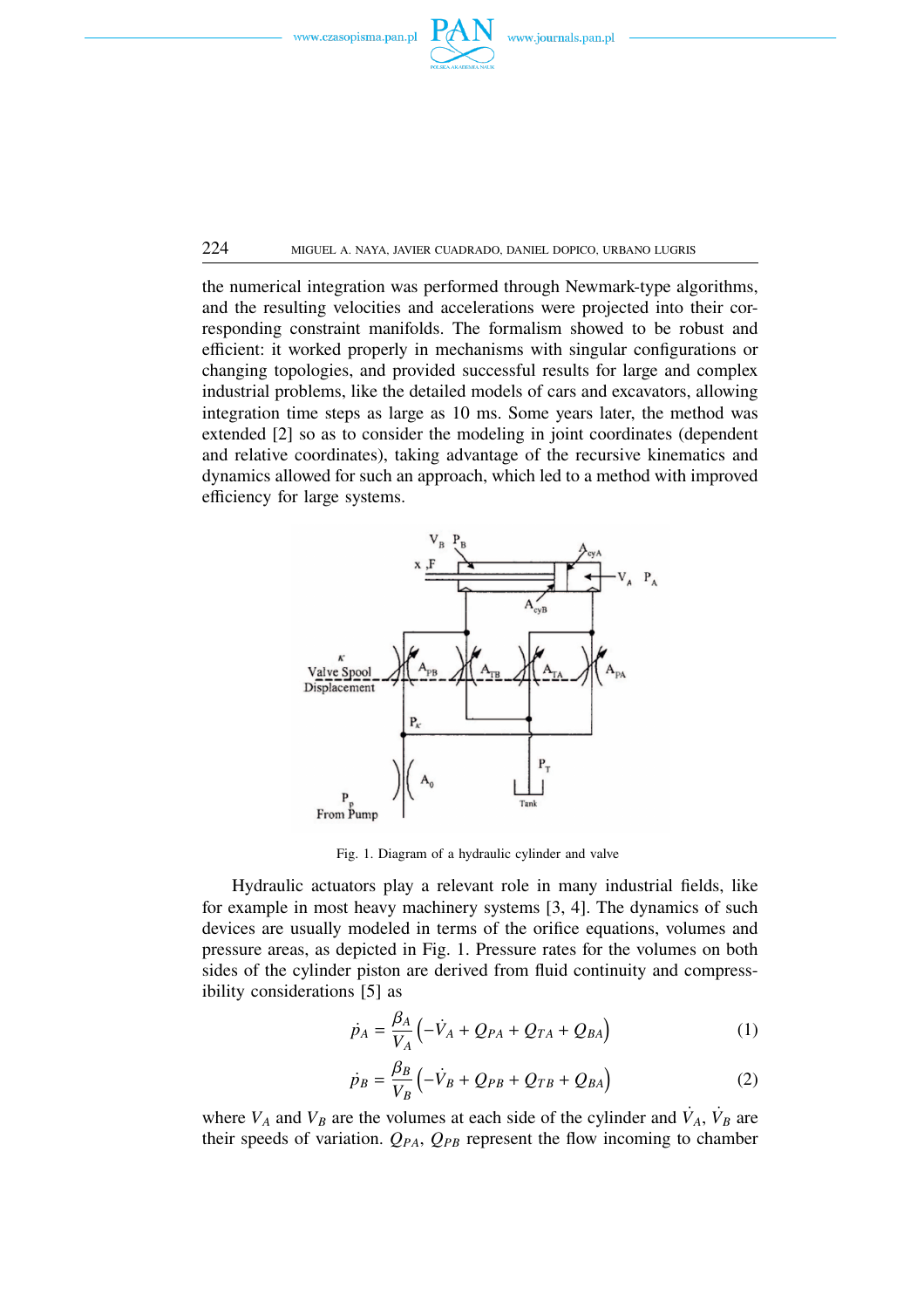the numerical integration was performed through Newmark-type algorithms, and the resulting velocities and accelerations were projected into their corresponding constraint manifolds. The formalism showed to be robust and efficient: it worked properly in mechanisms with singular configurations or changing topologies, and provided successful results for large and complex industrial problems, like the detailed models of cars and excavators, allowing integration time steps as large as 10 ms. Some years later, the method was extended [2] so as to consider the modeling in joint coordinates (dependent and relative coordinates), taking advantage of the recursive kinematics and dynamics allowed for such an approach, which led to a method with improved efficiency for large systems.

Fig. 1. Diagram of a hydraulic cylinder and valve

Hydraulic actuators play a relevant role in many industrial fields, like for example in most heavy machinery systems [3, 4]. The dynamics of such devices are usually modeled in terms of the orifice equations, volumes and pressure areas, as depicted in Fig. 1. Pressure rates for the volumes on both sides of the cylinder piston are derived from fluid continuity and compressibility considerations [5] as

$$\dot{p}_A = \frac{\beta_A}{V_A}\left(-\dot{V}_A + Q_{PA} + Q_{TA} + Q_{BA}\right) \tag{1}$$

$$\dot{p}_B = \frac{\beta_B}{V_B}\left(-\dot{V}_B + Q_{PB} + Q_{TB} + Q_{BA}\right) \tag{2}$$

where $V_A$ and $V_B$ are the volumes at each side of the cylinder and $\dot{V}_A$, $\dot{V}_B$ are their speeds of variation. $Q_{PA}$, $Q_{PB}$ represent the flow incoming to chamber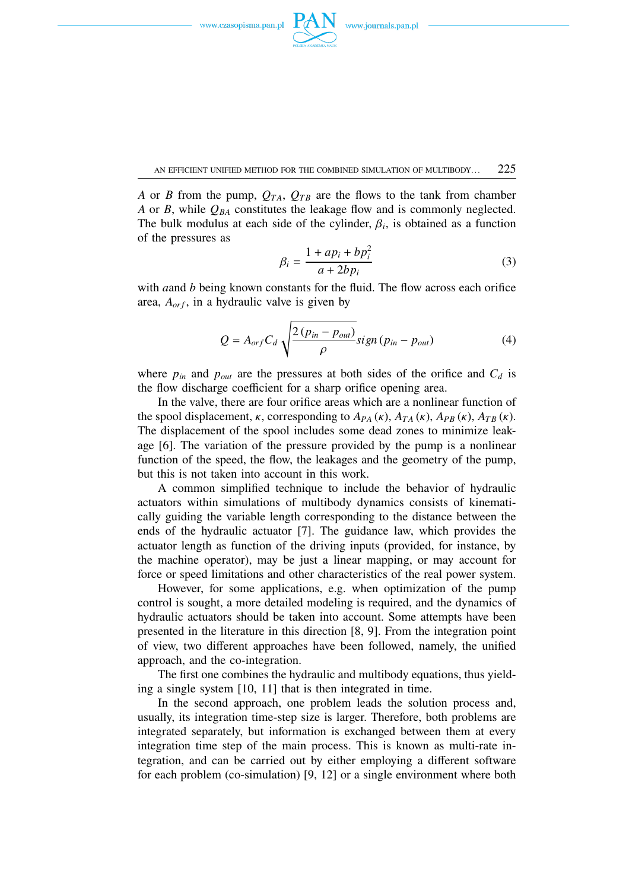$A$ or $B$ from the pump, $Q_{TA}$, $Q_{TB}$ are the flows to the tank from chamber $A$ or $B$, while $Q_{BA}$ constitutes the leakage flow and is commonly neglected. The bulk modulus at each side of the cylinder, $\beta_i$, is obtained as a function of the pressures as

$$\beta_i = \frac{1 + ap_i + bp_i^2}{a + 2bp_i} \tag{3}$$

with $a$and $b$ being known constants for the fluid. The flow across each orifice area, $A_{orf}$, in a hydraulic valve is given by

$$Q = A_{orf} C_d \sqrt{\frac{2\,(p_{in} - p_{out})}{\rho}}\, sign\,(p_{in} - p_{out}) \tag{4}$$

where $p_{in}$ and $p_{out}$ are the pressures at both sides of the orifice and $C_d$ is the flow discharge coefficient for a sharp orifice opening area.

In the valve, there are four orifice areas which are a nonlinear function of the spool displacement, $\kappa$, corresponding to $A_{PA}(\kappa)$, $A_{TA}(\kappa)$, $A_{PB}(\kappa)$, $A_{TB}(\kappa)$. The displacement of the spool includes some dead zones to minimize leakage [6]. The variation of the pressure provided by the pump is a nonlinear function of the speed, the flow, the leakages and the geometry of the pump, but this is not taken into account in this work.

A common simplified technique to include the behavior of hydraulic actuators within simulations of multibody dynamics consists of kinematically guiding the variable length corresponding to the distance between the ends of the hydraulic actuator [7]. The guidance law, which provides the actuator length as function of the driving inputs (provided, for instance, by the machine operator), may be just a linear mapping, or may account for force or speed limitations and other characteristics of the real power system.

However, for some applications, e.g. when optimization of the pump control is sought, a more detailed modeling is required, and the dynamics of hydraulic actuators should be taken into account. Some attempts have been presented in the literature in this direction [8, 9]. From the integration point of view, two different approaches have been followed, namely, the unified approach, and the co-integration.

The first one combines the hydraulic and multibody equations, thus yielding a single system [10, 11] that is then integrated in time.

In the second approach, one problem leads the solution process and, usually, its integration time-step size is larger. Therefore, both problems are integrated separately, but information is exchanged between them at every integration time step of the main process. This is known as multi-rate integration, and can be carried out by either employing a different software for each problem (co-simulation) [9, 12] or a single environment where both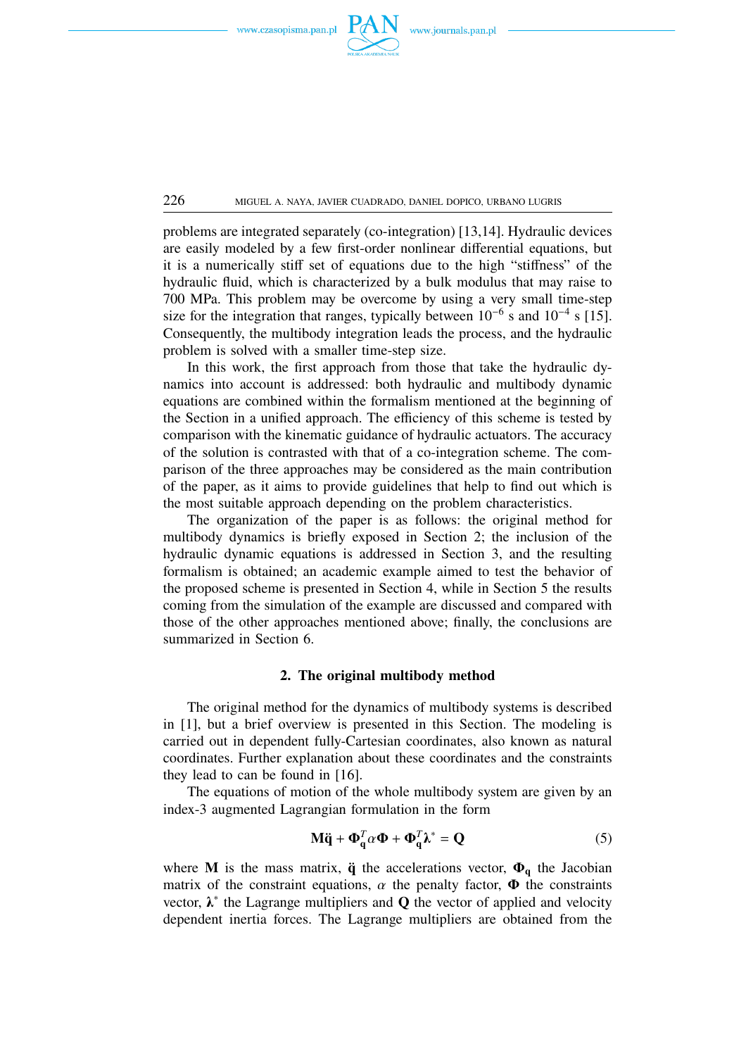problems are integrated separately (co-integration) [13,14]. Hydraulic devices are easily modeled by a few first-order nonlinear differential equations, but it is a numerically stiff set of equations due to the high "stiffness" of the hydraulic fluid, which is characterized by a bulk modulus that may raise to 700 MPa. This problem may be overcome by using a very small time-step size for the integration that ranges, typically between $10^{-6}$ s and $10^{-4}$ s [15]. Consequently, the multibody integration leads the process, and the hydraulic problem is solved with a smaller time-step size.

In this work, the first approach from those that take the hydraulic dynamics into account is addressed: both hydraulic and multibody dynamic equations are combined within the formalism mentioned at the beginning of the Section in a unified approach. The efficiency of this scheme is tested by comparison with the kinematic guidance of hydraulic actuators. The accuracy of the solution is contrasted with that of a co-integration scheme. The comparison of the three approaches may be considered as the main contribution of the paper, as it aims to provide guidelines that help to find out which is the most suitable approach depending on the problem characteristics.

The organization of the paper is as follows: the original method for multibody dynamics is briefly exposed in Section 2; the inclusion of the hydraulic dynamic equations is addressed in Section 3, and the resulting formalism is obtained; an academic example aimed to test the behavior of the proposed scheme is presented in Section 4, while in Section 5 the results coming from the simulation of the example are discussed and compared with those of the other approaches mentioned above; finally, the conclusions are summarized in Section 6.

## 2. The original multibody method

The original method for the dynamics of multibody systems is described in [1], but a brief overview is presented in this Section. The modeling is carried out in dependent fully-Cartesian coordinates, also known as natural coordinates. Further explanation about these coordinates and the constraints they lead to can be found in [16].

The equations of motion of the whole multibody system are given by an index-3 augmented Lagrangian formulation in the form

$$\mathbf{M}\ddot{\mathbf{q}} + \mathbf{\Phi}_{\mathbf{q}}^{T}\alpha\mathbf{\Phi} + \mathbf{\Phi}_{\mathbf{q}}^{T}\boldsymbol{\lambda}^{*} = \mathbf{Q} \tag{5}$$

where $\mathbf{M}$ is the mass matrix, $\ddot{\mathbf{q}}$ the accelerations vector, $\mathbf{\Phi}_{\mathbf{q}}$ the Jacobian matrix of the constraint equations, $\alpha$ the penalty factor, $\mathbf{\Phi}$ the constraints vector, $\boldsymbol{\lambda}^{*}$ the Lagrange multipliers and $\mathbf{Q}$ the vector of applied and velocity dependent inertia forces. The Lagrange multipliers are obtained from the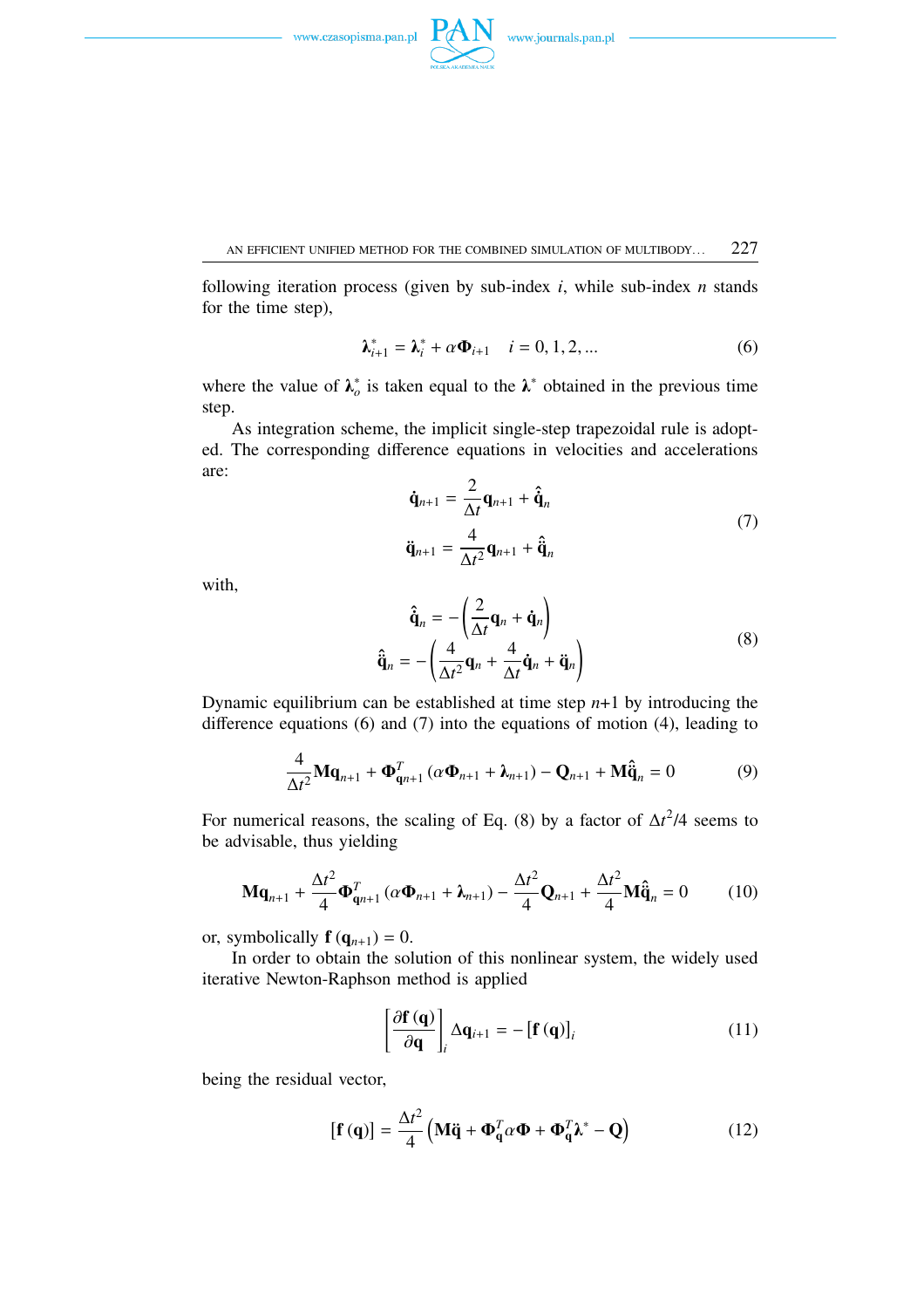following iteration process (given by sub-index $i$, while sub-index $n$ stands for the time step),

$$\boldsymbol{\lambda}^*_{i+1} = \boldsymbol{\lambda}^*_i + \alpha \boldsymbol{\Phi}_{i+1} \quad i = 0, 1, 2, ... \tag{6}$$

where the value of $\boldsymbol{\lambda}^*_o$ is taken equal to the $\boldsymbol{\lambda}^*$ obtained in the previous time step.

As integration scheme, the implicit single-step trapezoidal rule is adopted. The corresponding difference equations in velocities and accelerations are:

$$\begin{aligned} \dot{\mathbf{q}}_{n+1} &= \frac{2}{\Delta t}\mathbf{q}_{n+1} + \hat{\dot{\mathbf{q}}}_n \\ \ddot{\mathbf{q}}_{n+1} &= \frac{4}{\Delta t^2}\mathbf{q}_{n+1} + \hat{\ddot{\mathbf{q}}}_n \end{aligned} \tag{7}$$

with,

$$\begin{aligned} \hat{\dot{\mathbf{q}}}_n &= -\left(\frac{2}{\Delta t}\mathbf{q}_n + \dot{\mathbf{q}}_n\right) \\ \hat{\ddot{\mathbf{q}}}_n &= -\left(\frac{4}{\Delta t^2}\mathbf{q}_n + \frac{4}{\Delta t}\dot{\mathbf{q}}_n + \ddot{\mathbf{q}}_n\right) \end{aligned} \tag{8}$$

Dynamic equilibrium can be established at time step $n$+1 by introducing the difference equations (6) and (7) into the equations of motion (4), leading to

$$\frac{4}{\Delta t^2}\mathbf{M}\mathbf{q}_{n+1} + \boldsymbol{\Phi}^T_{\mathbf{q}n+1}\left(\alpha\boldsymbol{\Phi}_{n+1} + \boldsymbol{\lambda}_{n+1}\right) - \mathbf{Q}_{n+1} + \mathbf{M}\hat{\ddot{\mathbf{q}}}_n = 0 \tag{9}$$

For numerical reasons, the scaling of Eq. (8) by a factor of $\Delta t^2/4$ seems to be advisable, thus yielding

$$\mathbf{M}\mathbf{q}_{n+1} + \frac{\Delta t^2}{4}\boldsymbol{\Phi}^T_{\mathbf{q}n+1}\left(\alpha\boldsymbol{\Phi}_{n+1} + \boldsymbol{\lambda}_{n+1}\right) - \frac{\Delta t^2}{4}\mathbf{Q}_{n+1} + \frac{\Delta t^2}{4}\mathbf{M}\hat{\ddot{\mathbf{q}}}_n = 0 \tag{10}$$

or, symbolically $\mathbf{f}\left(\mathbf{q}_{n+1}\right) = 0$.

In order to obtain the solution of this nonlinear system, the widely used iterative Newton-Raphson method is applied

$$\left[\frac{\partial \mathbf{f}(\mathbf{q})}{\partial \mathbf{q}}\right]_i \Delta\mathbf{q}_{i+1} = -\left[\mathbf{f}(\mathbf{q})\right]_i \tag{11}$$

being the residual vector,

$$\left[\mathbf{f}(\mathbf{q})\right] = \frac{\Delta t^2}{4}\left(\mathbf{M}\ddot{\mathbf{q}} + \boldsymbol{\Phi}^T_{\mathbf{q}}\alpha\boldsymbol{\Phi} + \boldsymbol{\Phi}^T_{\mathbf{q}}\boldsymbol{\lambda}^* - \mathbf{Q}\right) \tag{12}$$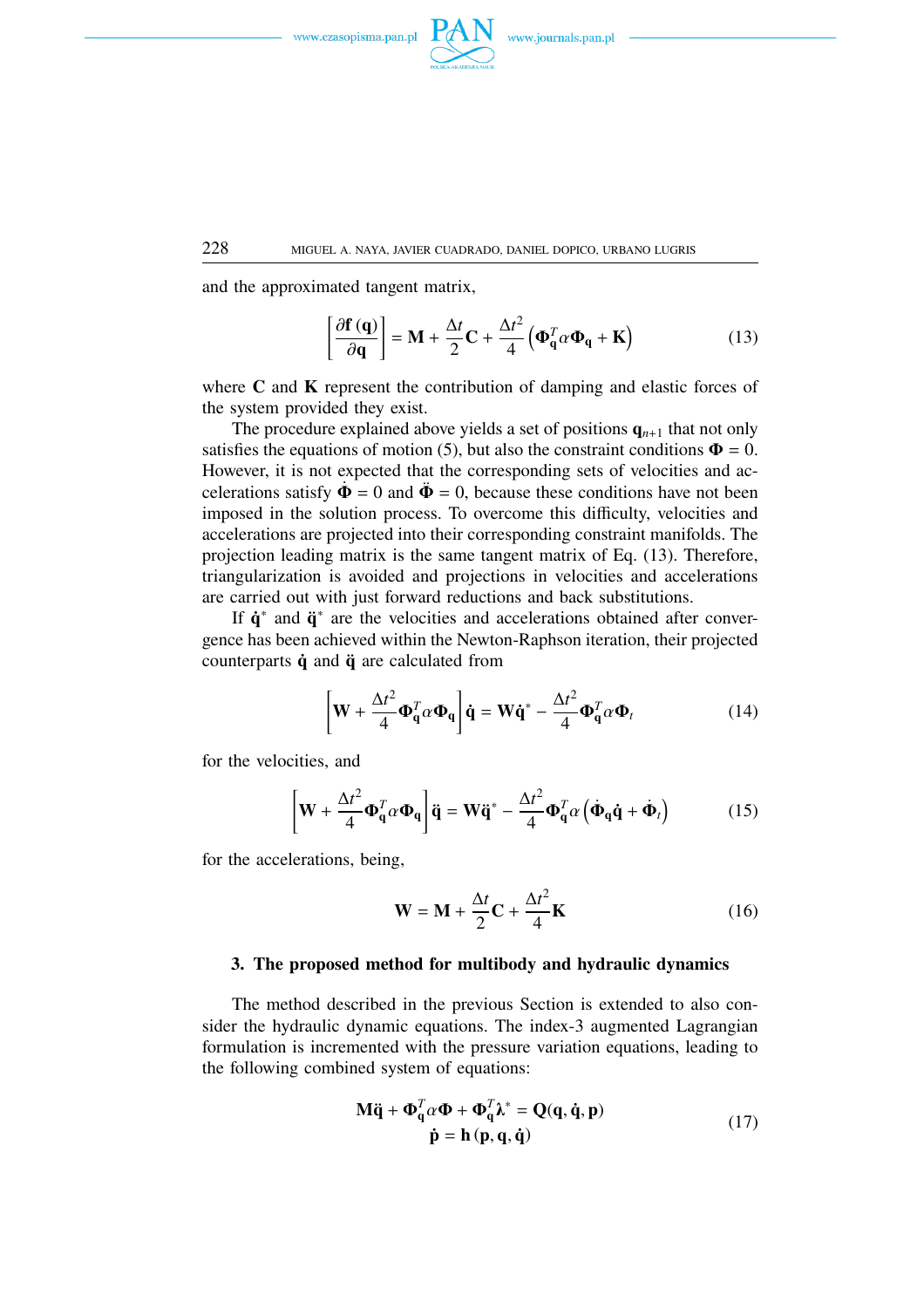and the approximated tangent matrix,

$$\left[\frac{\partial \mathbf{f}(\mathbf{q})}{\partial \mathbf{q}}\right] = \mathbf{M} + \frac{\Delta t}{2}\mathbf{C} + \frac{\Delta t^2}{4}\left(\mathbf{\Phi}_{\mathbf{q}}^T \alpha \mathbf{\Phi}_{\mathbf{q}} + \mathbf{K}\right) \tag{13}$$

where $\mathbf{C}$ and $\mathbf{K}$ represent the contribution of damping and elastic forces of the system provided they exist.

The procedure explained above yields a set of positions $\mathbf{q}_{n+1}$ that not only satisfies the equations of motion (5), but also the constraint conditions $\mathbf{\Phi} = 0$. However, it is not expected that the corresponding sets of velocities and accelerations satisfy $\dot{\mathbf{\Phi}} = 0$ and $\ddot{\mathbf{\Phi}} = 0$, because these conditions have not been imposed in the solution process. To overcome this difficulty, velocities and accelerations are projected into their corresponding constraint manifolds. The projection leading matrix is the same tangent matrix of Eq. (13). Therefore, triangularization is avoided and projections in velocities and accelerations are carried out with just forward reductions and back substitutions.

If $\dot{\mathbf{q}}^*$ and $\ddot{\mathbf{q}}^*$ are the velocities and accelerations obtained after convergence has been achieved within the Newton-Raphson iteration, their projected counterparts $\dot{\mathbf{q}}$ and $\ddot{\mathbf{q}}$ are calculated from

$$\left[\mathbf{W} + \frac{\Delta t^2}{4}\mathbf{\Phi}_{\mathbf{q}}^T \alpha \mathbf{\Phi}_{\mathbf{q}}\right]\dot{\mathbf{q}} = \mathbf{W}\dot{\mathbf{q}}^* - \frac{\Delta t^2}{4}\mathbf{\Phi}_{\mathbf{q}}^T \alpha \mathbf{\Phi}_t \tag{14}$$

for the velocities, and

$$\left[\mathbf{W} + \frac{\Delta t^2}{4}\mathbf{\Phi}_{\mathbf{q}}^T \alpha \mathbf{\Phi}_{\mathbf{q}}\right]\ddot{\mathbf{q}} = \mathbf{W}\ddot{\mathbf{q}}^* - \frac{\Delta t^2}{4}\mathbf{\Phi}_{\mathbf{q}}^T \alpha \left(\dot{\mathbf{\Phi}}_{\mathbf{q}}\dot{\mathbf{q}} + \dot{\mathbf{\Phi}}_t\right) \tag{15}$$

for the accelerations, being,

$$\mathbf{W} = \mathbf{M} + \frac{\Delta t}{2}\mathbf{C} + \frac{\Delta t^2}{4}\mathbf{K} \tag{16}$$

## 3. The proposed method for multibody and hydraulic dynamics

The method described in the previous Section is extended to also consider the hydraulic dynamic equations. The index-3 augmented Lagrangian formulation is incremented with the pressure variation equations, leading to the following combined system of equations:

$$\begin{aligned} \mathbf{M}\ddot{\mathbf{q}} + \mathbf{\Phi}_{\mathbf{q}}^T \alpha \mathbf{\Phi} + \mathbf{\Phi}_{\mathbf{q}}^T \boldsymbol{\lambda}^* &= \mathbf{Q}(\mathbf{q}, \dot{\mathbf{q}}, \mathbf{p}) \\ \dot{\mathbf{p}} &= \mathbf{h}(\mathbf{p}, \mathbf{q}, \dot{\mathbf{q}}) \end{aligned} \tag{17}$$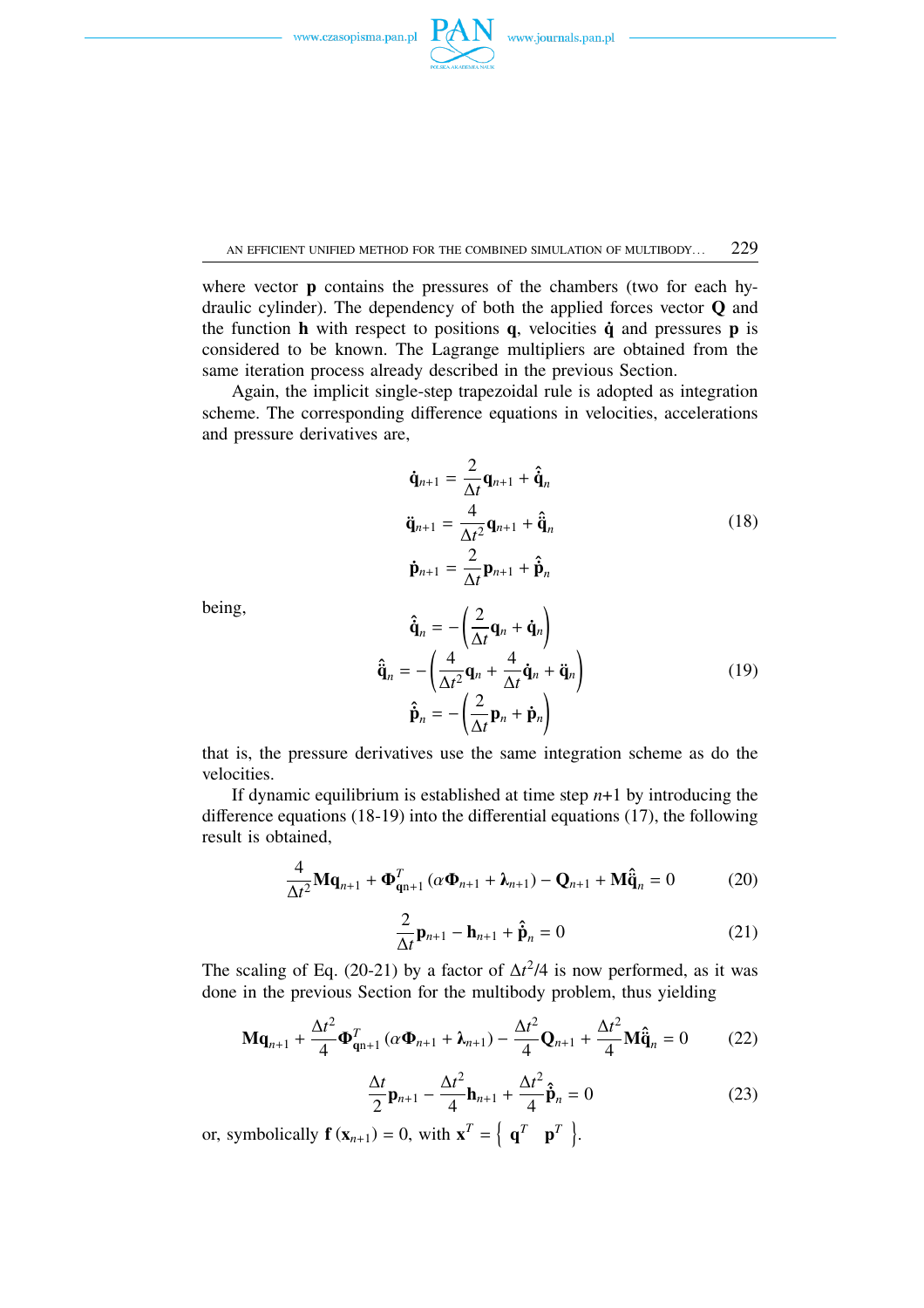where vector $\mathbf{p}$ contains the pressures of the chambers (two for each hydraulic cylinder). The dependency of both the applied forces vector $\mathbf{Q}$ and the function $\mathbf{h}$ with respect to positions $\mathbf{q}$, velocities $\dot{\mathbf{q}}$ and pressures $\mathbf{p}$ is considered to be known. The Lagrange multipliers are obtained from the same iteration process already described in the previous Section.

Again, the implicit single-step trapezoidal rule is adopted as integration scheme. The corresponding difference equations in velocities, accelerations and pressure derivatives are,

$$
\begin{aligned}
\dot{\mathbf{q}}_{n+1} &= \frac{2}{\Delta t}\mathbf{q}_{n+1} + \hat{\dot{\mathbf{q}}}_n \\
\ddot{\mathbf{q}}_{n+1} &= \frac{4}{\Delta t^2}\mathbf{q}_{n+1} + \hat{\ddot{\mathbf{q}}}_n \\
\dot{\mathbf{p}}_{n+1} &= \frac{2}{\Delta t}\mathbf{p}_{n+1} + \hat{\dot{\mathbf{p}}}_n
\end{aligned}
\tag{18}
$$

being,

$$
\begin{aligned}
\hat{\dot{\mathbf{q}}}_n &= -\left(\frac{2}{\Delta t}\mathbf{q}_n + \dot{\mathbf{q}}_n\right) \\
\hat{\ddot{\mathbf{q}}}_n &= -\left(\frac{4}{\Delta t^2}\mathbf{q}_n + \frac{4}{\Delta t}\dot{\mathbf{q}}_n + \ddot{\mathbf{q}}_n\right) \\
\hat{\dot{\mathbf{p}}}_n &= -\left(\frac{2}{\Delta t}\mathbf{p}_n + \dot{\mathbf{p}}_n\right)
\end{aligned}
\tag{19}
$$

that is, the pressure derivatives use the same integration scheme as do the velocities.

If dynamic equilibrium is established at time step $n$+1 by introducing the difference equations (18-19) into the differential equations (17), the following result is obtained,

$$
\frac{4}{\Delta t^2}\mathbf{M}\mathbf{q}_{n+1} + \mathbf{\Phi}^T_{\mathbf{q}n+1}\left(\alpha\mathbf{\Phi}_{n+1} + \boldsymbol{\lambda}_{n+1}\right) - \mathbf{Q}_{n+1} + \mathbf{M}\hat{\ddot{\mathbf{q}}}_n = 0 \tag{20}
$$

$$
\frac{2}{\Delta t}\mathbf{p}_{n+1} - \mathbf{h}_{n+1} + \hat{\dot{\mathbf{p}}}_n = 0 \tag{21}
$$

The scaling of Eq. (20-21) by a factor of $\Delta t^2/4$ is now performed, as it was done in the previous Section for the multibody problem, thus yielding

$$
\mathbf{M}\mathbf{q}_{n+1} + \frac{\Delta t^2}{4}\mathbf{\Phi}^T_{\mathbf{q}n+1}\left(\alpha\mathbf{\Phi}_{n+1} + \boldsymbol{\lambda}_{n+1}\right) - \frac{\Delta t^2}{4}\mathbf{Q}_{n+1} + \frac{\Delta t^2}{4}\mathbf{M}\hat{\ddot{\mathbf{q}}}_n = 0 \tag{22}
$$

$$
\frac{\Delta t}{2}\mathbf{p}_{n+1} - \frac{\Delta t^2}{4}\mathbf{h}_{n+1} + \frac{\Delta t^2}{4}\hat{\dot{\mathbf{p}}}_n = 0 \tag{23}
$$

or, symbolically $\mathbf{f}\left(\mathbf{x}_{n+1}\right) = 0$, with $\mathbf{x}^T = \left\{ \mathbf{q}^T \quad \mathbf{p}^T \right\}$.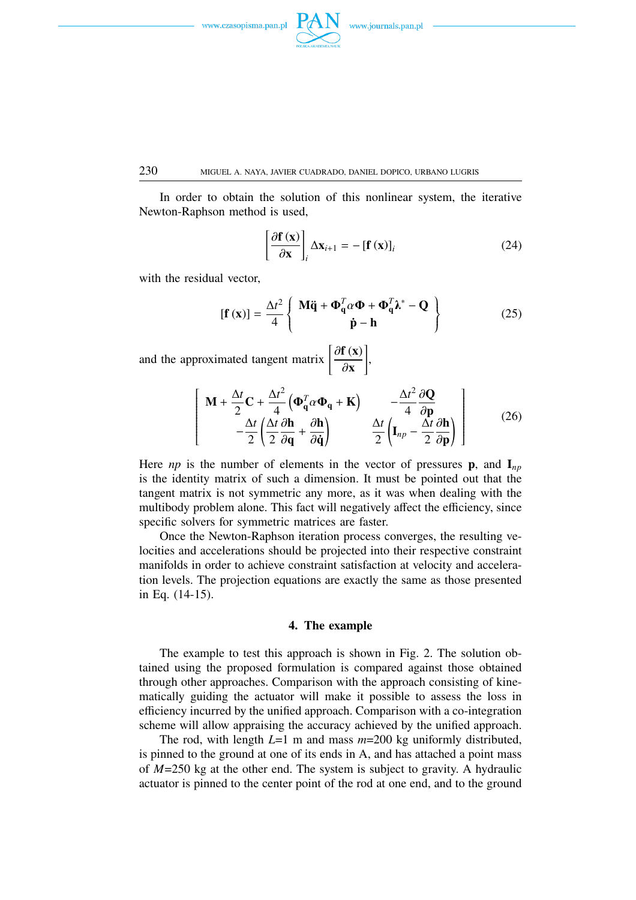In order to obtain the solution of this nonlinear system, the iterative Newton-Raphson method is used,

$$\left[\frac{\partial \mathbf{f}(\mathbf{x})}{\partial \mathbf{x}}\right]_i \Delta \mathbf{x}_{i+1} = -[\mathbf{f}(\mathbf{x})]_i \tag{24}$$

with the residual vector,

$$[\mathbf{f}(\mathbf{x})] = \frac{\Delta t^2}{4} \begin{Bmatrix} \mathbf{M}\ddot{\mathbf{q}} + \mathbf{\Phi}_{\mathbf{q}}^T \alpha \mathbf{\Phi} + \mathbf{\Phi}_{\mathbf{q}}^T \boldsymbol{\lambda}^* - \mathbf{Q} \\ \dot{\mathbf{p}} - \mathbf{h} \end{Bmatrix} \tag{25}$$

and the approximated tangent matrix $\left[\frac{\partial \mathbf{f}(\mathbf{x})}{\partial \mathbf{x}}\right]$,

$$\begin{bmatrix} \mathbf{M} + \frac{\Delta t}{2}\mathbf{C} + \frac{\Delta t^2}{4}\left(\mathbf{\Phi}_{\mathbf{q}}^T \alpha \mathbf{\Phi}_{\mathbf{q}} + \mathbf{K}\right) & -\frac{\Delta t^2}{4}\frac{\partial \mathbf{Q}}{\partial \mathbf{p}} \\ -\frac{\Delta t}{2}\left(\frac{\Delta t}{2}\frac{\partial \mathbf{h}}{\partial \mathbf{q}} + \frac{\partial \mathbf{h}}{\partial \dot{\mathbf{q}}}\right) & \frac{\Delta t}{2}\left(\mathbf{I}_{np} - \frac{\Delta t}{2}\frac{\partial \mathbf{h}}{\partial \mathbf{p}}\right) \end{bmatrix} \tag{26}$$

Here $np$ is the number of elements in the vector of pressures $\mathbf{p}$, and $\mathbf{I}_{np}$ is the identity matrix of such a dimension. It must be pointed out that the tangent matrix is not symmetric any more, as it was when dealing with the multibody problem alone. This fact will negatively affect the efficiency, since specific solvers for symmetric matrices are faster.

Once the Newton-Raphson iteration process converges, the resulting velocities and accelerations should be projected into their respective constraint manifolds in order to achieve constraint satisfaction at velocity and acceleration levels. The projection equations are exactly the same as those presented in Eq. (14-15).

## 4. The example

The example to test this approach is shown in Fig. 2. The solution obtained using the proposed formulation is compared against those obtained through other approaches. Comparison with the approach consisting of kinematically guiding the actuator will make it possible to assess the loss in efficiency incurred by the unified approach. Comparison with a co-integration scheme will allow appraising the accuracy achieved by the unified approach.

The rod, with length $L$=1 m and mass $m$=200 kg uniformly distributed, is pinned to the ground at one of its ends in A, and has attached a point mass of $M$=250 kg at the other end. The system is subject to gravity. A hydraulic actuator is pinned to the center point of the rod at one end, and to the ground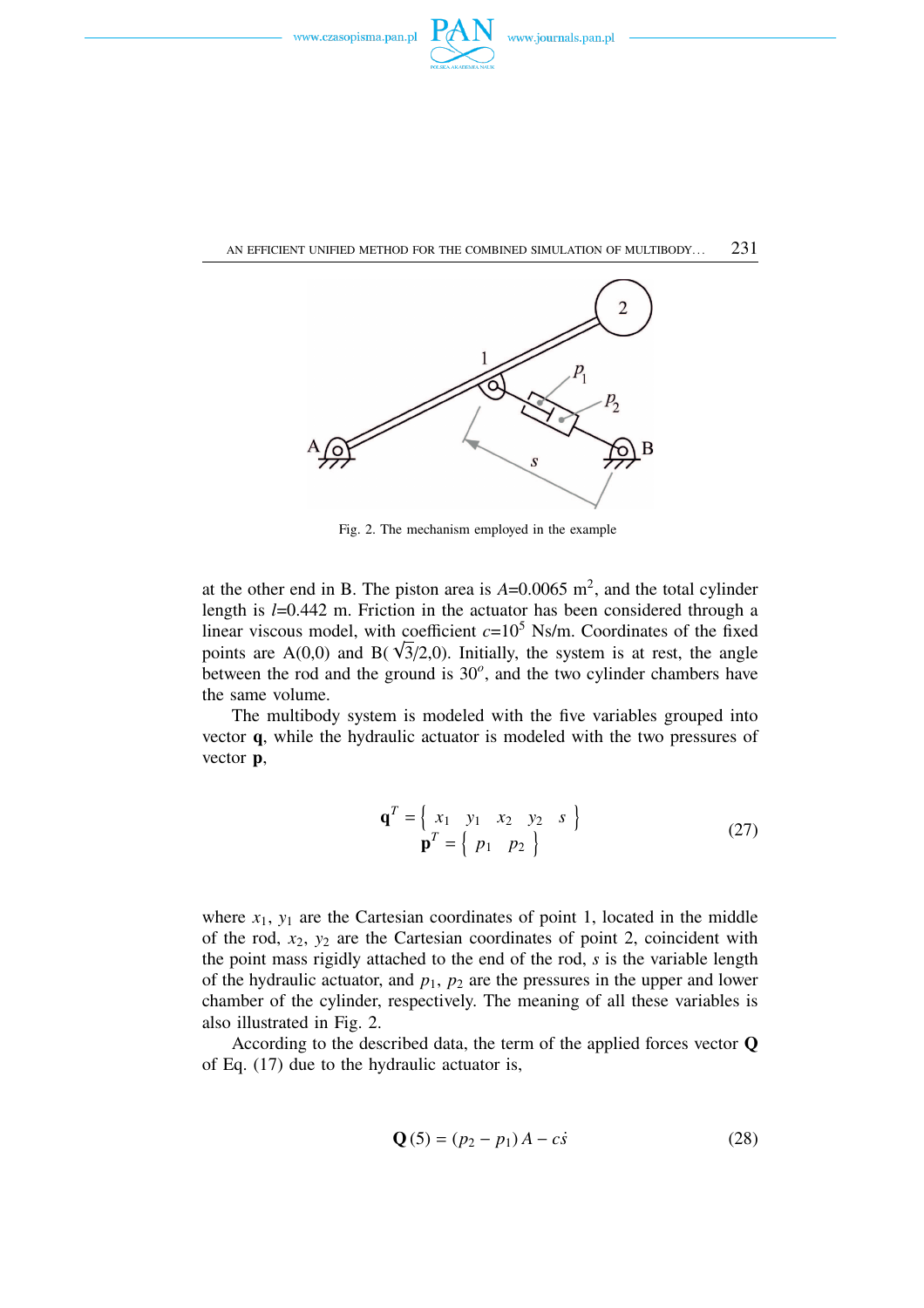Fig. 2. The mechanism employed in the example

at the other end in B. The piston area is $A$=0.0065 m$^2$, and the total cylinder length is $l$=0.442 m. Friction in the actuator has been considered through a linear viscous model, with coefficient $c$=10$^5$ Ns/m. Coordinates of the fixed points are A(0,0) and B($\sqrt{3}/2$,0). Initially, the system is at rest, the angle between the rod and the ground is 30$^o$, and the two cylinder chambers have the same volume.

The multibody system is modeled with the five variables grouped into vector **q**, while the hydraulic actuator is modeled with the two pressures of vector **p**,

$$
\begin{aligned}
\mathbf{q}^T &= \left\{ \begin{array}{ccccc} x_1 & y_1 & x_2 & y_2 & s \end{array} \right\} \\
\mathbf{p}^T &= \left\{ \begin{array}{cc} p_1 & p_2 \end{array} \right\}
\end{aligned}
\tag{27}
$$

where $x_1$, $y_1$ are the Cartesian coordinates of point 1, located in the middle of the rod, $x_2$, $y_2$ are the Cartesian coordinates of point 2, coincident with the point mass rigidly attached to the end of the rod, $s$ is the variable length of the hydraulic actuator, and $p_1$, $p_2$ are the pressures in the upper and lower chamber of the cylinder, respectively. The meaning of all these variables is also illustrated in Fig. 2.

According to the described data, the term of the applied forces vector **Q** of Eq. (17) due to the hydraulic actuator is,

$$
\mathbf{Q}(5) = (p_2 - p_1)\,A - c\dot{s}
\tag{28}
$$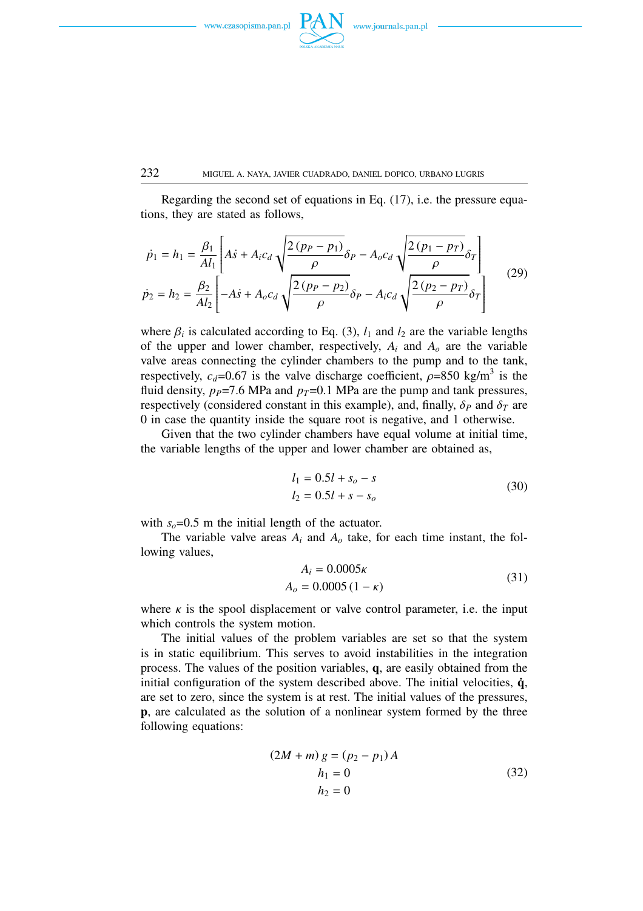Regarding the second set of equations in Eq. (17), i.e. the pressure equations, they are stated as follows,

$$
\begin{aligned}
\dot{p}_1 = h_1 &= \frac{\beta_1}{A l_1}\left[A\dot{s} + A_i c_d \sqrt{\frac{2\left(p_P - p_1\right)}{\rho}}\delta_P - A_o c_d \sqrt{\frac{2\left(p_1 - p_T\right)}{\rho}}\delta_T\right] \\
\dot{p}_2 = h_2 &= \frac{\beta_2}{A l_2}\left[-A\dot{s} + A_o c_d \sqrt{\frac{2\left(p_P - p_2\right)}{\rho}}\delta_P - A_i c_d \sqrt{\frac{2\left(p_2 - p_T\right)}{\rho}}\delta_T\right]
\end{aligned}
\tag{29}
$$

where $\beta_i$ is calculated according to Eq. (3), $l_1$ and $l_2$ are the variable lengths of the upper and lower chamber, respectively, $A_i$ and $A_o$ are the variable valve areas connecting the cylinder chambers to the pump and to the tank, respectively, $c_d$=0.67 is the valve discharge coefficient, $\rho$=850 kg/m$^3$ is the fluid density, $p_P$=7.6 MPa and $p_T$=0.1 MPa are the pump and tank pressures, respectively (considered constant in this example), and, finally, $\delta_P$ and $\delta_T$ are 0 in case the quantity inside the square root is negative, and 1 otherwise.

Given that the two cylinder chambers have equal volume at initial time, the variable lengths of the upper and lower chamber are obtained as,

$$
\begin{aligned}
l_1 &= 0.5l + s_o - s \\
l_2 &= 0.5l + s - s_o
\end{aligned}
\tag{30}
$$

with $s_o$=0.5 m the initial length of the actuator.

The variable valve areas $A_i$ and $A_o$ take, for each time instant, the following values,

$$
\begin{aligned}
A_i &= 0.0005\kappa \\
A_o &= 0.0005\left(1 - \kappa\right)
\end{aligned}
\tag{31}
$$

where $\kappa$ is the spool displacement or valve control parameter, i.e. the input which controls the system motion.

The initial values of the problem variables are set so that the system is in static equilibrium. This serves to avoid instabilities in the integration process. The values of the position variables, $\mathbf{q}$, are easily obtained from the initial configuration of the system described above. The initial velocities, $\dot{\mathbf{q}}$, are set to zero, since the system is at rest. The initial values of the pressures, $\mathbf{p}$, are calculated as the solution of a nonlinear system formed by the three following equations:

$$
\begin{aligned}
\left(2M + m\right) g &= \left(p_2 - p_1\right) A \\
h_1 &= 0 \\
h_2 &= 0
\end{aligned}
\tag{32}
$$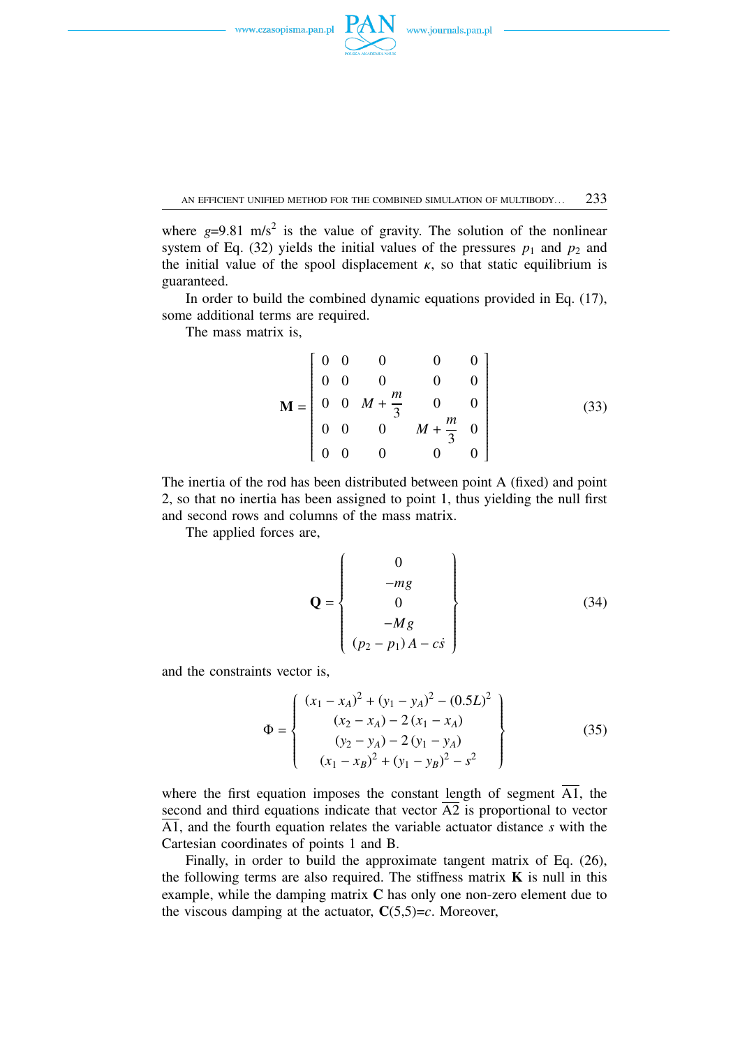where $g$=9.81 m/s$^2$ is the value of gravity. The solution of the nonlinear system of Eq. (32) yields the initial values of the pressures $p_1$ and $p_2$ and the initial value of the spool displacement $\kappa$, so that static equilibrium is guaranteed.

In order to build the combined dynamic equations provided in Eq. (17), some additional terms are required.

The mass matrix is,

$$\mathbf{M} = \begin{bmatrix} 0 & 0 & 0 & 0 & 0 \\ 0 & 0 & 0 & 0 & 0 \\ 0 & 0 & M + \dfrac{m}{3} & 0 & 0 \\ 0 & 0 & 0 & M + \dfrac{m}{3} & 0 \\ 0 & 0 & 0 & 0 & 0 \end{bmatrix} \tag{33}$$

The inertia of the rod has been distributed between point A (fixed) and point 2, so that no inertia has been assigned to point 1, thus yielding the null first and second rows and columns of the mass matrix.

The applied forces are,

$$\mathbf{Q} = \begin{Bmatrix} 0 \\ -mg \\ 0 \\ -Mg \\ (p_2 - p_1)\,A - c\dot{s} \end{Bmatrix} \tag{34}$$

and the constraints vector is,

$$\Phi = \begin{Bmatrix} (x_1 - x_A)^2 + (y_1 - y_A)^2 - (0.5L)^2 \\ (x_2 - x_A) - 2\,(x_1 - x_A) \\ (y_2 - y_A) - 2\,(y_1 - y_A) \\ (x_1 - x_B)^2 + (y_1 - y_B)^2 - s^2 \end{Bmatrix} \tag{35}$$

where the first equation imposes the constant length of segment $\overline{A1}$, the second and third equations indicate that vector $\overline{A2}$ is proportional to vector $\overline{A1}$, and the fourth equation relates the variable actuator distance $s$ with the Cartesian coordinates of points 1 and B.

Finally, in order to build the approximate tangent matrix of Eq. (26), the following terms are also required. The stiffness matrix $\mathbf{K}$ is null in this example, while the damping matrix $\mathbf{C}$ has only one non-zero element due to the viscous damping at the actuator, $\mathbf{C}(5,5)=c$. Moreover,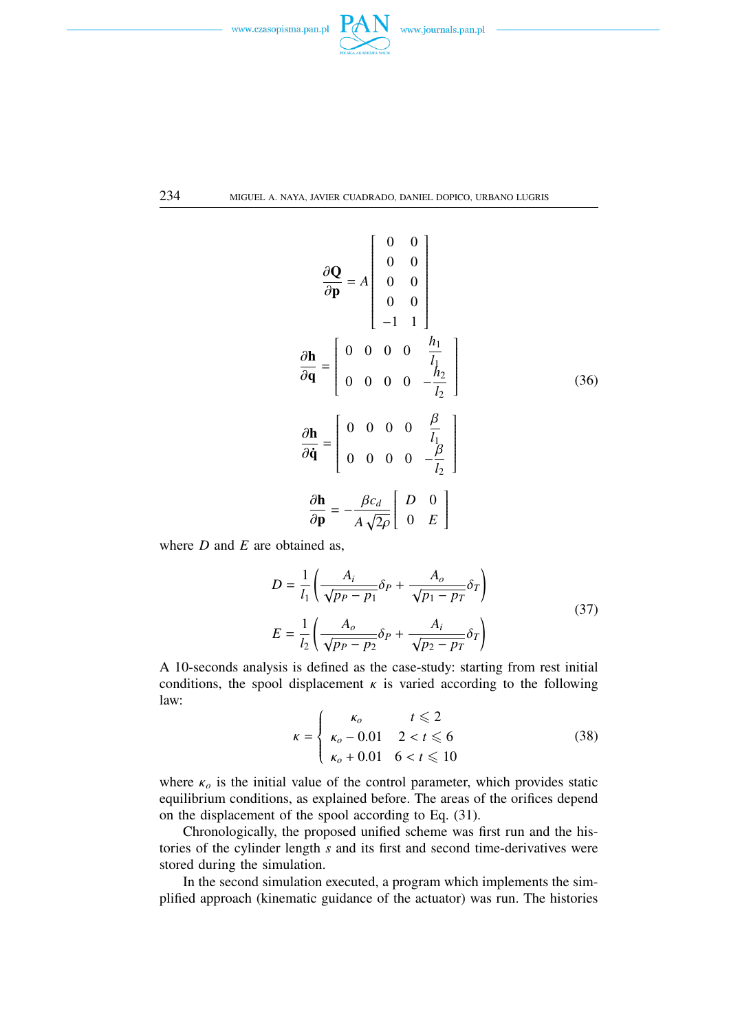$$
\frac{\partial \mathbf{Q}}{\partial \mathbf{p}} = A \begin{bmatrix} 0 & 0 \\ 0 & 0 \\ 0 & 0 \\ 0 & 0 \\ -1 & 1 \end{bmatrix}
$$

$$
\frac{\partial \mathbf{h}}{\partial \mathbf{q}} = \begin{bmatrix} 0 & 0 & 0 & 0 & \dfrac{h_1}{l_1} \\ 0 & 0 & 0 & 0 & -\dfrac{h_2}{l_2} \end{bmatrix} \tag{36}
$$

$$
\frac{\partial \mathbf{h}}{\partial \dot{\mathbf{q}}} = \begin{bmatrix} 0 & 0 & 0 & 0 & \dfrac{\beta}{l_1} \\ 0 & 0 & 0 & 0 & -\dfrac{\beta}{l_2} \end{bmatrix}
$$

$$
\frac{\partial \mathbf{h}}{\partial \mathbf{p}} = -\frac{\beta c_d}{A\sqrt{2\rho}} \begin{bmatrix} D & 0 \\ 0 & E \end{bmatrix}
$$

where $D$ and $E$ are obtained as,

$$
\begin{aligned}
D &= \frac{1}{l_1}\left(\frac{A_i}{\sqrt{p_P - p_1}}\delta_P + \frac{A_o}{\sqrt{p_1 - p_T}}\delta_T\right) \\
E &= \frac{1}{l_2}\left(\frac{A_o}{\sqrt{p_P - p_2}}\delta_P + \frac{A_i}{\sqrt{p_2 - p_T}}\delta_T\right)
\end{aligned} \tag{37}
$$

A 10-seconds analysis is defined as the case-study: starting from rest initial conditions, the spool displacement $\kappa$ is varied according to the following law:

$$
\kappa = \begin{cases} \kappa_o & t \leqslant 2 \\ \kappa_o - 0.01 & 2 < t \leqslant 6 \\ \kappa_o + 0.01 & 6 < t \leqslant 10 \end{cases} \tag{38}
$$

where $\kappa_o$ is the initial value of the control parameter, which provides static equilibrium conditions, as explained before. The areas of the orifices depend on the displacement of the spool according to Eq. (31).

Chronologically, the proposed unified scheme was first run and the histories of the cylinder length $s$ and its first and second time-derivatives were stored during the simulation.

In the second simulation executed, a program which implements the simplified approach (kinematic guidance of the actuator) was run. The histories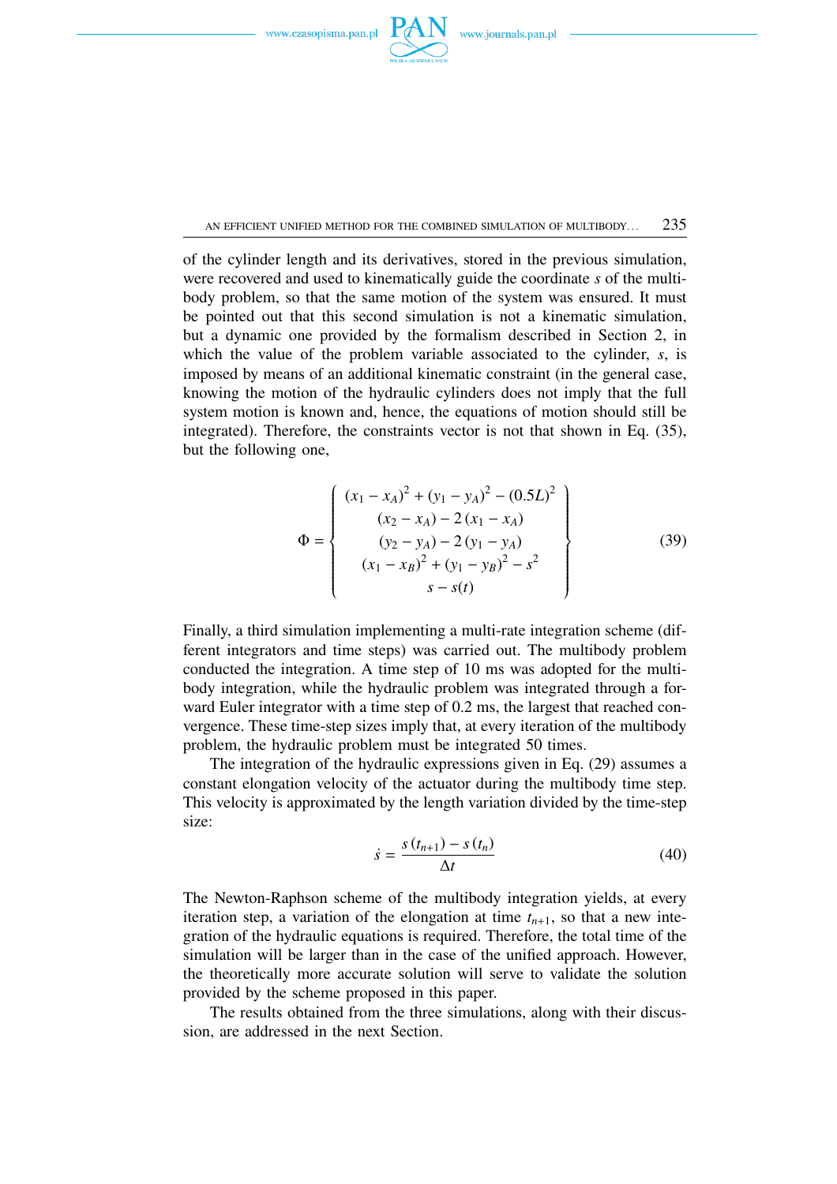of the cylinder length and its derivatives, stored in the previous simulation, were recovered and used to kinematically guide the coordinate $s$ of the multibody problem, so that the same motion of the system was ensured. It must be pointed out that this second simulation is not a kinematic simulation, but a dynamic one provided by the formalism described in Section 2, in which the value of the problem variable associated to the cylinder, $s$, is imposed by means of an additional kinematic constraint (in the general case, knowing the motion of the hydraulic cylinders does not imply that the full system motion is known and, hence, the equations of motion should still be integrated). Therefore, the constraints vector is not that shown in Eq. (35), but the following one,

$$\Phi = \begin{Bmatrix} (x_1 - x_A)^2 + (y_1 - y_A)^2 - (0.5L)^2 \\ (x_2 - x_A) - 2(x_1 - x_A) \\ (y_2 - y_A) - 2(y_1 - y_A) \\ (x_1 - x_B)^2 + (y_1 - y_B)^2 - s^2 \\ s - s(t) \end{Bmatrix} \tag{39}$$

Finally, a third simulation implementing a multi-rate integration scheme (different integrators and time steps) was carried out. The multibody problem conducted the integration. A time step of 10 ms was adopted for the multibody integration, while the hydraulic problem was integrated through a forward Euler integrator with a time step of 0.2 ms, the largest that reached convergence. These time-step sizes imply that, at every iteration of the multibody problem, the hydraulic problem must be integrated 50 times.

The integration of the hydraulic expressions given in Eq. (29) assumes a constant elongation velocity of the actuator during the multibody time step. This velocity is approximated by the length variation divided by the time-step size:

$$\dot{s} = \frac{s(t_{n+1}) - s(t_n)}{\Delta t} \tag{40}$$

The Newton-Raphson scheme of the multibody integration yields, at every iteration step, a variation of the elongation at time $t_{n+1}$, so that a new integration of the hydraulic equations is required. Therefore, the total time of the simulation will be larger than in the case of the unified approach. However, the theoretically more accurate solution will serve to validate the solution provided by the scheme proposed in this paper.

The results obtained from the three simulations, along with their discussion, are addressed in the next Section.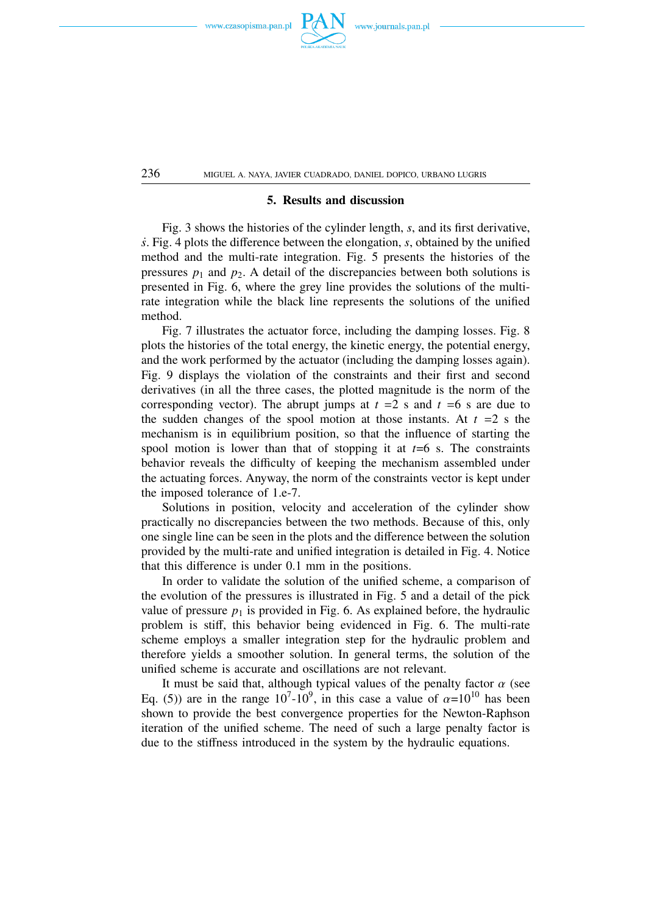## 5. Results and discussion

Fig. 3 shows the histories of the cylinder length, $s$, and its first derivative, $\dot{s}$. Fig. 4 plots the difference between the elongation, $s$, obtained by the unified method and the multi-rate integration. Fig. 5 presents the histories of the pressures $p_1$ and $p_2$. A detail of the discrepancies between both solutions is presented in Fig. 6, where the grey line provides the solutions of the multi-rate integration while the black line represents the solutions of the unified method.

Fig. 7 illustrates the actuator force, including the damping losses. Fig. 8 plots the histories of the total energy, the kinetic energy, the potential energy, and the work performed by the actuator (including the damping losses again). Fig. 9 displays the violation of the constraints and their first and second derivatives (in all the three cases, the plotted magnitude is the norm of the corresponding vector). The abrupt jumps at $t$ =2 s and $t$ =6 s are due to the sudden changes of the spool motion at those instants. At $t$ =2 s the mechanism is in equilibrium position, so that the influence of starting the spool motion is lower than that of stopping it at $t$=6 s. The constraints behavior reveals the difficulty of keeping the mechanism assembled under the actuating forces. Anyway, the norm of the constraints vector is kept under the imposed tolerance of 1.e-7.

Solutions in position, velocity and acceleration of the cylinder show practically no discrepancies between the two methods. Because of this, only one single line can be seen in the plots and the difference between the solution provided by the multi-rate and unified integration is detailed in Fig. 4. Notice that this difference is under 0.1 mm in the positions.

In order to validate the solution of the unified scheme, a comparison of the evolution of the pressures is illustrated in Fig. 5 and a detail of the pick value of pressure $p_1$ is provided in Fig. 6. As explained before, the hydraulic problem is stiff, this behavior being evidenced in Fig. 6. The multi-rate scheme employs a smaller integration step for the hydraulic problem and therefore yields a smoother solution. In general terms, the solution of the unified scheme is accurate and oscillations are not relevant.

It must be said that, although typical values of the penalty factor $\alpha$ (see Eq. (5)) are in the range $10^7$-$10^9$, in this case a value of $\alpha$=$10^{10}$ has been shown to provide the best convergence properties for the Newton-Raphson iteration of the unified scheme. The need of such a large penalty factor is due to the stiffness introduced in the system by the hydraulic equations.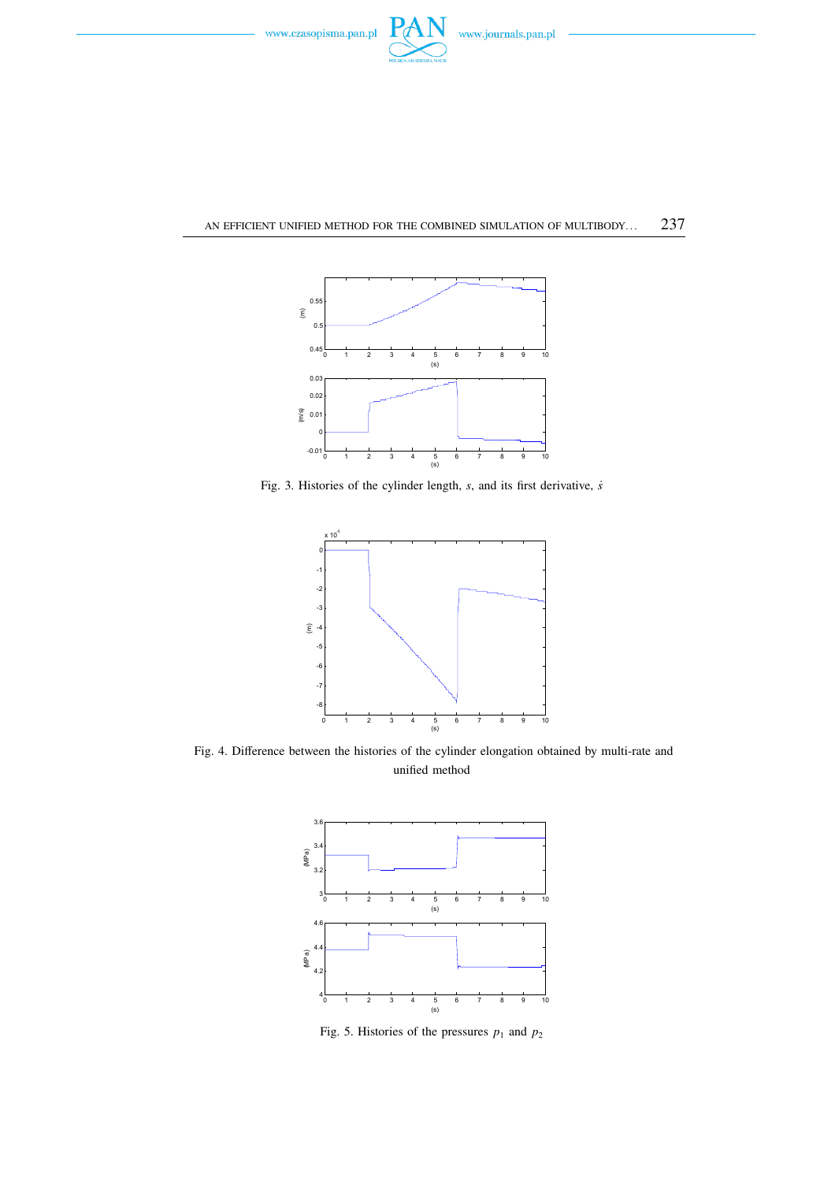0.55
0.5
0.45
(m)
0 1 2 3 4 5 6 7 8 9 10
(s)

0.03
0.02
0.01
0
-0.01
(m/s)
0 1 2 3 4 5 6 7 8 9 10
(s)

Fig. 3. Histories of the cylinder length, $s$, and its first derivative, $\dot{s}$

x $10^{-5}$
0
-1
-2
-3
-4
-5
-6
-7
-8
(m)
0 1 2 3 4 5 6 7 8 9 10
(s)

Fig. 4. Difference between the histories of the cylinder elongation obtained by multi-rate and unified method

3.6
3.4
3.2
3
(MPa)
0 1 2 3 4 5 6 7 8 9 10
(s)

4.6
4.4
4.2
4
(MPa)
0 1 2 3 4 5 6 7 8 9 10
(s)

Fig. 5. Histories of the pressures $p_1$ and $p_2$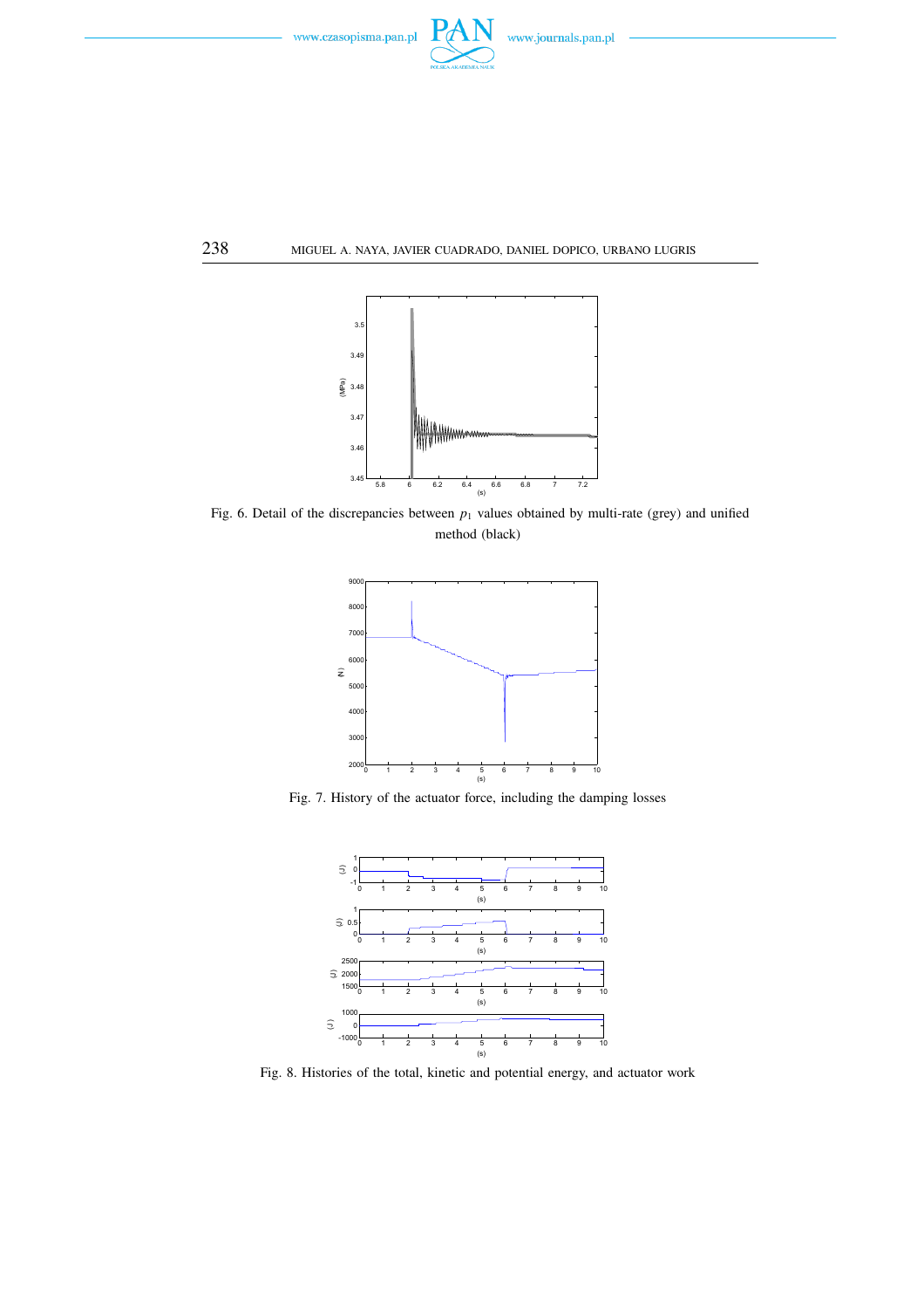3.5
3.49
3.48
3.47
3.46
3.45
(MPa)
5.8
6
6.2
6.4
6.6
6.8
7
7.2
(s)

Fig. 6. Detail of the discrepancies between $p_1$ values obtained by multi-rate (grey) and unified method (black)

9000
8000
7000
6000
5000
4000
3000
2000
(N)
0
1
2
3
4
5
6
7
8
9
10
(s)

Fig. 7. History of the actuator force, including the damping losses

1
0
-1
(J)
0 1 2 3 4 5 6 7 8 9 10
(s)

1
0.5
0
(J)
0 1 2 3 4 5 6 7 8 9 10
(s)

2500
2000
1500
(J)
0 1 2 3 4 5 6 7 8 9 10
(s)

1000
0
-1000
(J)
0 1 2 3 4 5 6 7 8 9 10
(s)

Fig. 8. Histories of the total, kinetic and potential energy, and actuator work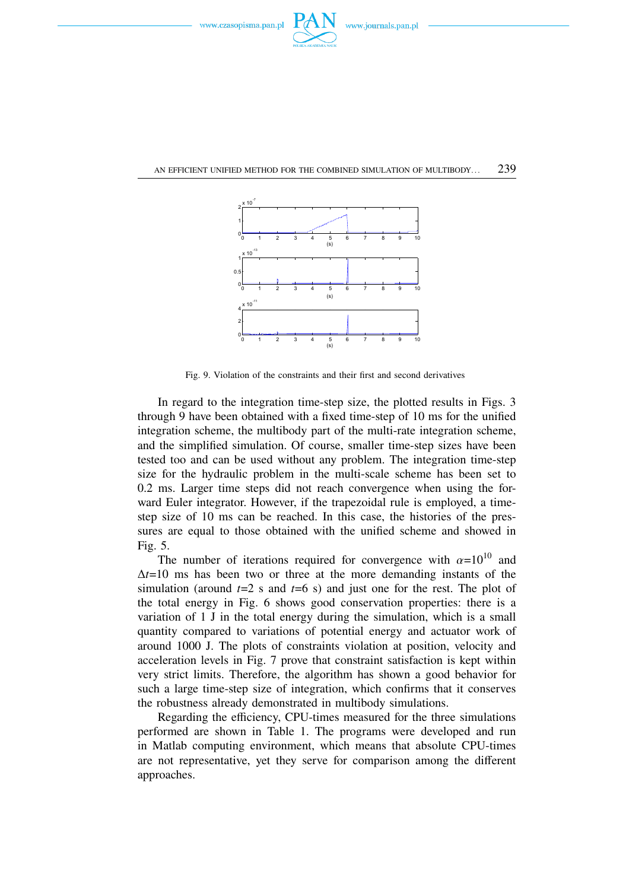x 10^-7
2
1
0
0 1 2 3 4 5 6 7 8 9 10
(s)

x 10^-13
1
0.5
0
0 1 2 3 4 5 6 7 8 9 10
(s)

x 10^-11
4
2
0
0 1 2 3 4 5 6 7 8 9 10
(s)

Fig. 9. Violation of the constraints and their first and second derivatives

In regard to the integration time-step size, the plotted results in Figs. 3 through 9 have been obtained with a fixed time-step of 10 ms for the unified integration scheme, the multibody part of the multi-rate integration scheme, and the simplified simulation. Of course, smaller time-step sizes have been tested too and can be used without any problem. The integration time-step size for the hydraulic problem in the multi-scale scheme has been set to 0.2 ms. Larger time steps did not reach convergence when using the forward Euler integrator. However, if the trapezoidal rule is employed, a time-step size of 10 ms can be reached. In this case, the histories of the pressures are equal to those obtained with the unified scheme and showed in Fig. 5.

The number of iterations required for convergence with $\alpha$=$10^{10}$ and $\Delta t$=10 ms has been two or three at the more demanding instants of the simulation (around $t$=2 s and $t$=6 s) and just one for the rest. The plot of the total energy in Fig. 6 shows good conservation properties: there is a variation of 1 J in the total energy during the simulation, which is a small quantity compared to variations of potential energy and actuator work of around 1000 J. The plots of constraints violation at position, velocity and acceleration levels in Fig. 7 prove that constraint satisfaction is kept within very strict limits. Therefore, the algorithm has shown a good behavior for such a large time-step size of integration, which confirms that it conserves the robustness already demonstrated in multibody simulations.

Regarding the efficiency, CPU-times measured for the three simulations performed are shown in Table 1. The programs were developed and run in Matlab computing environment, which means that absolute CPU-times are not representative, yet they serve for comparison among the different approaches.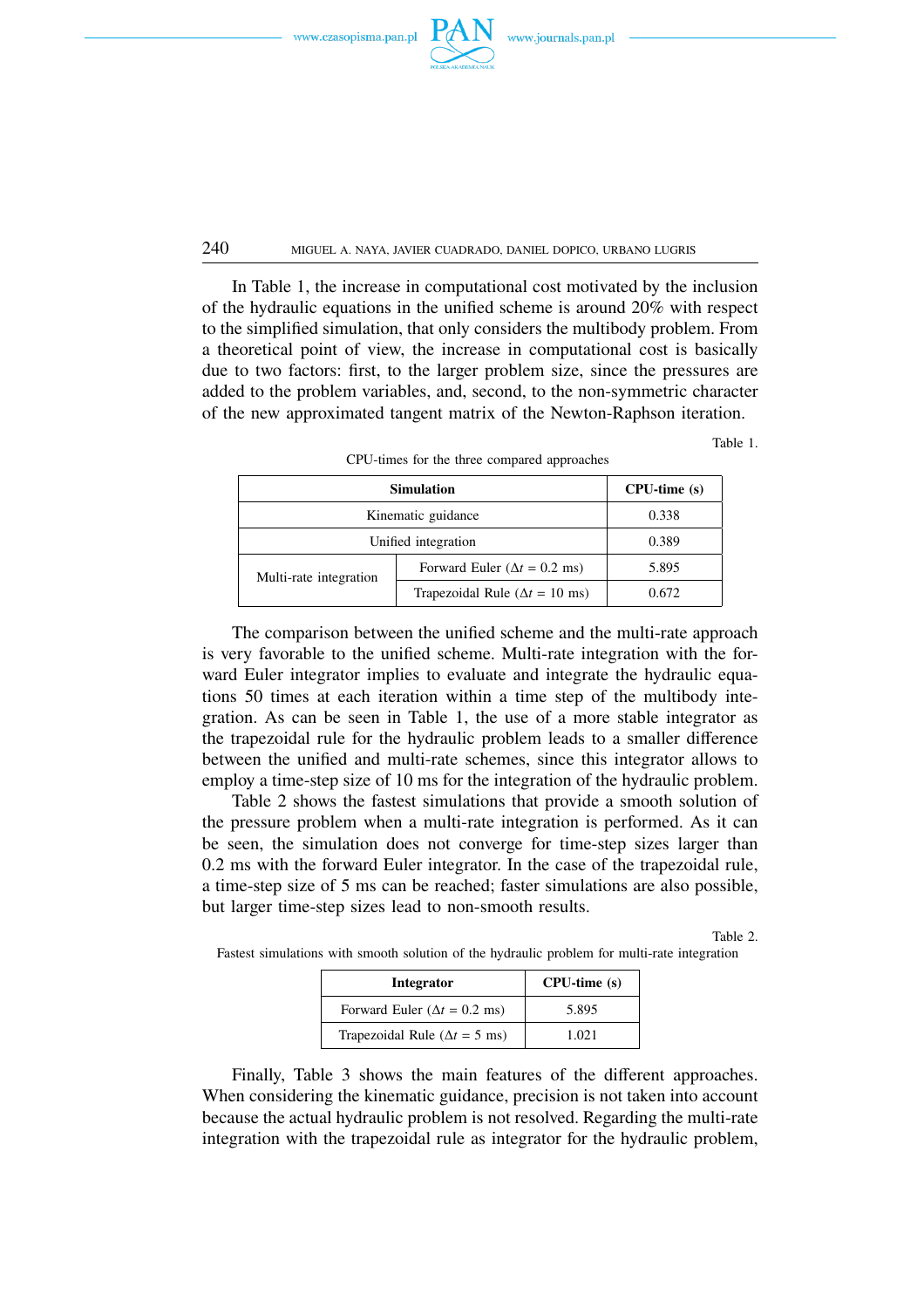In Table 1, the increase in computational cost motivated by the inclusion of the hydraulic equations in the unified scheme is around 20% with respect to the simplified simulation, that only considers the multibody problem. From a theoretical point of view, the increase in computational cost is basically due to two factors: first, to the larger problem size, since the pressures are added to the problem variables, and, second, to the non-symmetric character of the new approximated tangent matrix of the Newton-Raphson iteration.

Table 1.

CPU-times for the three compared approaches

| Simulation | | CPU-time (s) |
|---|---|---|
| Kinematic guidance | | 0.338 |
| Unified integration | | 0.389 |
| Multi-rate integration | Forward Euler ($\Delta t$ = 0.2 ms) | 5.895 |
| | Trapezoidal Rule ($\Delta t$ = 10 ms) | 0.672 |

The comparison between the unified scheme and the multi-rate approach is very favorable to the unified scheme. Multi-rate integration with the forward Euler integrator implies to evaluate and integrate the hydraulic equations 50 times at each iteration within a time step of the multibody integration. As can be seen in Table 1, the use of a more stable integrator as the trapezoidal rule for the hydraulic problem leads to a smaller difference between the unified and multi-rate schemes, since this integrator allows to employ a time-step size of 10 ms for the integration of the hydraulic problem.

Table 2 shows the fastest simulations that provide a smooth solution of the pressure problem when a multi-rate integration is performed. As it can be seen, the simulation does not converge for time-step sizes larger than 0.2 ms with the forward Euler integrator. In the case of the trapezoidal rule, a time-step size of 5 ms can be reached; faster simulations are also possible, but larger time-step sizes lead to non-smooth results.

Table 2.

Fastest simulations with smooth solution of the hydraulic problem for multi-rate integration

| Integrator | CPU-time (s) |
|---|---|
| Forward Euler ($\Delta t$ = 0.2 ms) | 5.895 |
| Trapezoidal Rule ($\Delta t$ = 5 ms) | 1.021 |

Finally, Table 3 shows the main features of the different approaches. When considering the kinematic guidance, precision is not taken into account because the actual hydraulic problem is not resolved. Regarding the multi-rate integration with the trapezoidal rule as integrator for the hydraulic problem,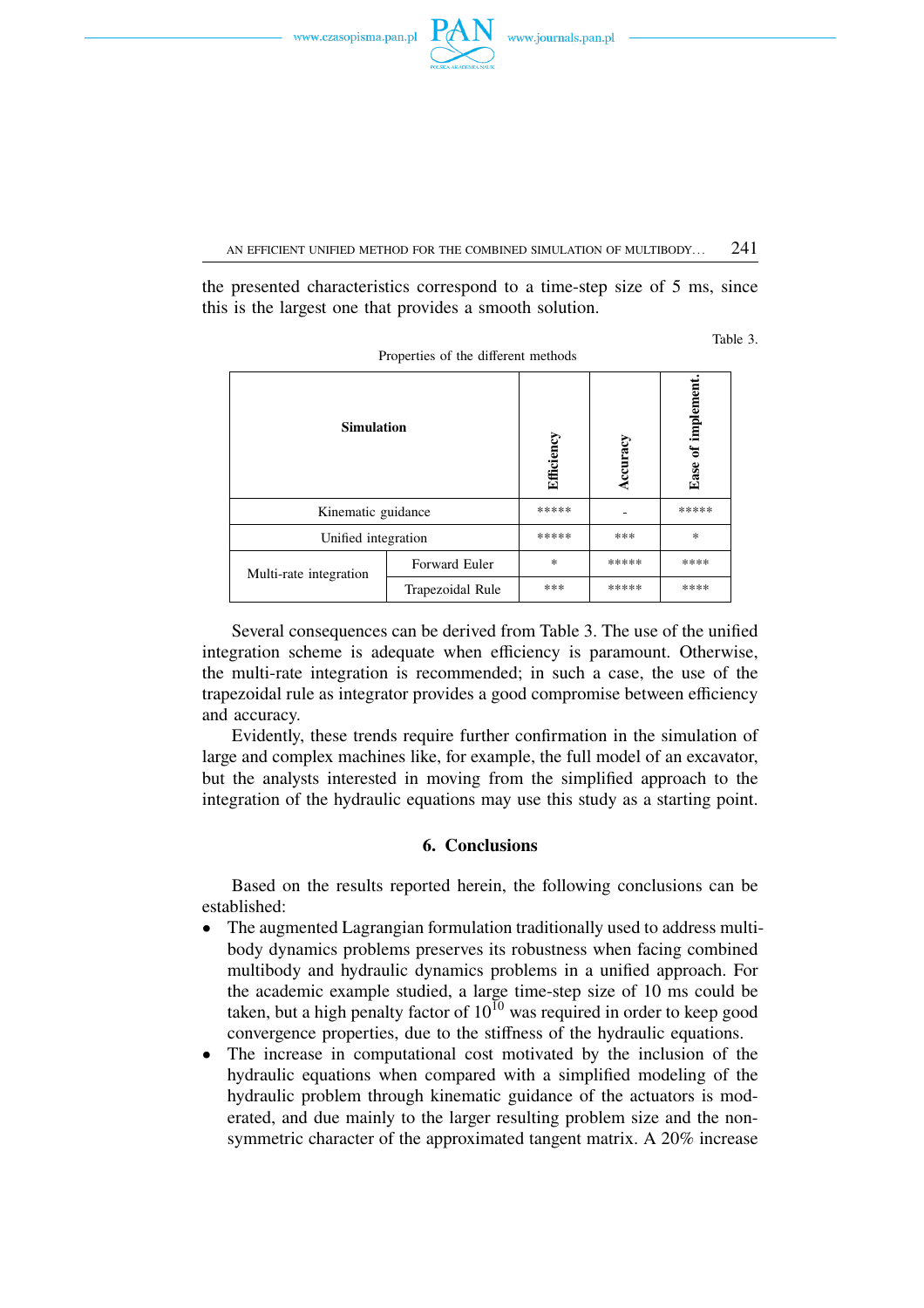the presented characteristics correspond to a time-step size of 5 ms, since this is the largest one that provides a smooth solution.

Table 3.

Properties of the different methods

| **Simulation** | | **Efficiency** | **Accuracy** | **Ease of implement.** |
|---|---|---|---|---|
| Kinematic guidance | | ***** | - | ***** |
| Unified integration | | ***** | *** | * |
| Multi-rate integration | Forward Euler | * | ***** | **** |
| | Trapezoidal Rule | *** | ***** | **** |

Several consequences can be derived from Table 3. The use of the unified integration scheme is adequate when efficiency is paramount. Otherwise, the multi-rate integration is recommended; in such a case, the use of the trapezoidal rule as integrator provides a good compromise between efficiency and accuracy.

Evidently, these trends require further confirmation in the simulation of large and complex machines like, for example, the full model of an excavator, but the analysts interested in moving from the simplified approach to the integration of the hydraulic equations may use this study as a starting point.

## 6. Conclusions

Based on the results reported herein, the following conclusions can be established:

- The augmented Lagrangian formulation traditionally used to address multibody dynamics problems preserves its robustness when facing combined multibody and hydraulic dynamics problems in a unified approach. For the academic example studied, a large time-step size of 10 ms could be taken, but a high penalty factor of $10^{10}$ was required in order to keep good convergence properties, due to the stiffness of the hydraulic equations.
- The increase in computational cost motivated by the inclusion of the hydraulic equations when compared with a simplified modeling of the hydraulic problem through kinematic guidance of the actuators is moderated, and due mainly to the larger resulting problem size and the non-symmetric character of the approximated tangent matrix. A 20% increase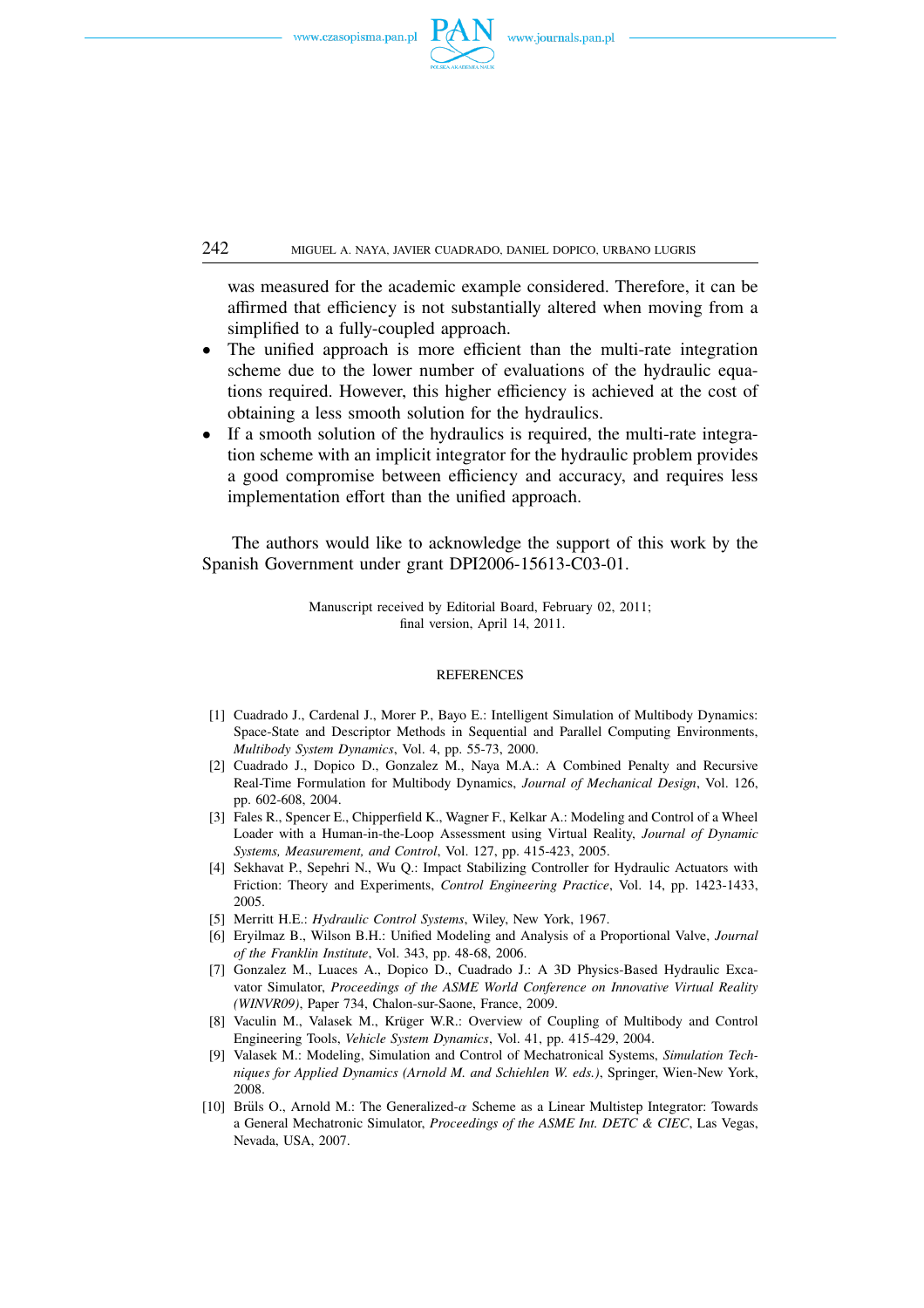was measured for the academic example considered. Therefore, it can be affirmed that efficiency is not substantially altered when moving from a simplified to a fully-coupled approach.

- The unified approach is more efficient than the multi-rate integration scheme due to the lower number of evaluations of the hydraulic equations required. However, this higher efficiency is achieved at the cost of obtaining a less smooth solution for the hydraulics.
- If a smooth solution of the hydraulics is required, the multi-rate integration scheme with an implicit integrator for the hydraulic problem provides a good compromise between efficiency and accuracy, and requires less implementation effort than the unified approach.

The authors would like to acknowledge the support of this work by the Spanish Government under grant DPI2006-15613-C03-01.

Manuscript received by Editorial Board, February 02, 2011;
final version, April 14, 2011.

## REFERENCES

[1] Cuadrado J., Cardenal J., Morer P., Bayo E.: Intelligent Simulation of Multibody Dynamics: Space-State and Descriptor Methods in Sequential and Parallel Computing Environments, *Multibody System Dynamics*, Vol. 4, pp. 55-73, 2000.

[2] Cuadrado J., Dopico D., Gonzalez M., Naya M.A.: A Combined Penalty and Recursive Real-Time Formulation for Multibody Dynamics, *Journal of Mechanical Design*, Vol. 126, pp. 602-608, 2004.

[3] Fales R., Spencer E., Chipperfield K., Wagner F., Kelkar A.: Modeling and Control of a Wheel Loader with a Human-in-the-Loop Assessment using Virtual Reality, *Journal of Dynamic Systems, Measurement, and Control*, Vol. 127, pp. 415-423, 2005.

[4] Sekhavat P., Sepehri N., Wu Q.: Impact Stabilizing Controller for Hydraulic Actuators with Friction: Theory and Experiments, *Control Engineering Practice*, Vol. 14, pp. 1423-1433, 2005.

[5] Merritt H.E.: *Hydraulic Control Systems*, Wiley, New York, 1967.

[6] Eryilmaz B., Wilson B.H.: Unified Modeling and Analysis of a Proportional Valve, *Journal of the Franklin Institute*, Vol. 343, pp. 48-68, 2006.

[7] Gonzalez M., Luaces A., Dopico D., Cuadrado J.: A 3D Physics-Based Hydraulic Excavator Simulator, *Proceedings of the ASME World Conference on Innovative Virtual Reality (WINVR09)*, Paper 734, Chalon-sur-Saone, France, 2009.

[8] Vaculin M., Valasek M., Krüger W.R.: Overview of Coupling of Multibody and Control Engineering Tools, *Vehicle System Dynamics*, Vol. 41, pp. 415-429, 2004.

[9] Valasek M.: Modeling, Simulation and Control of Mechatronical Systems, *Simulation Techniques for Applied Dynamics (Arnold M. and Schiehlen W. eds.)*, Springer, Wien-New York, 2008.

[10] Brüls O., Arnold M.: The Generalized-$\alpha$ Scheme as a Linear Multistep Integrator: Towards a General Mechatronic Simulator, *Proceedings of the ASME Int. DETC & CIEC*, Las Vegas, Nevada, USA, 2007.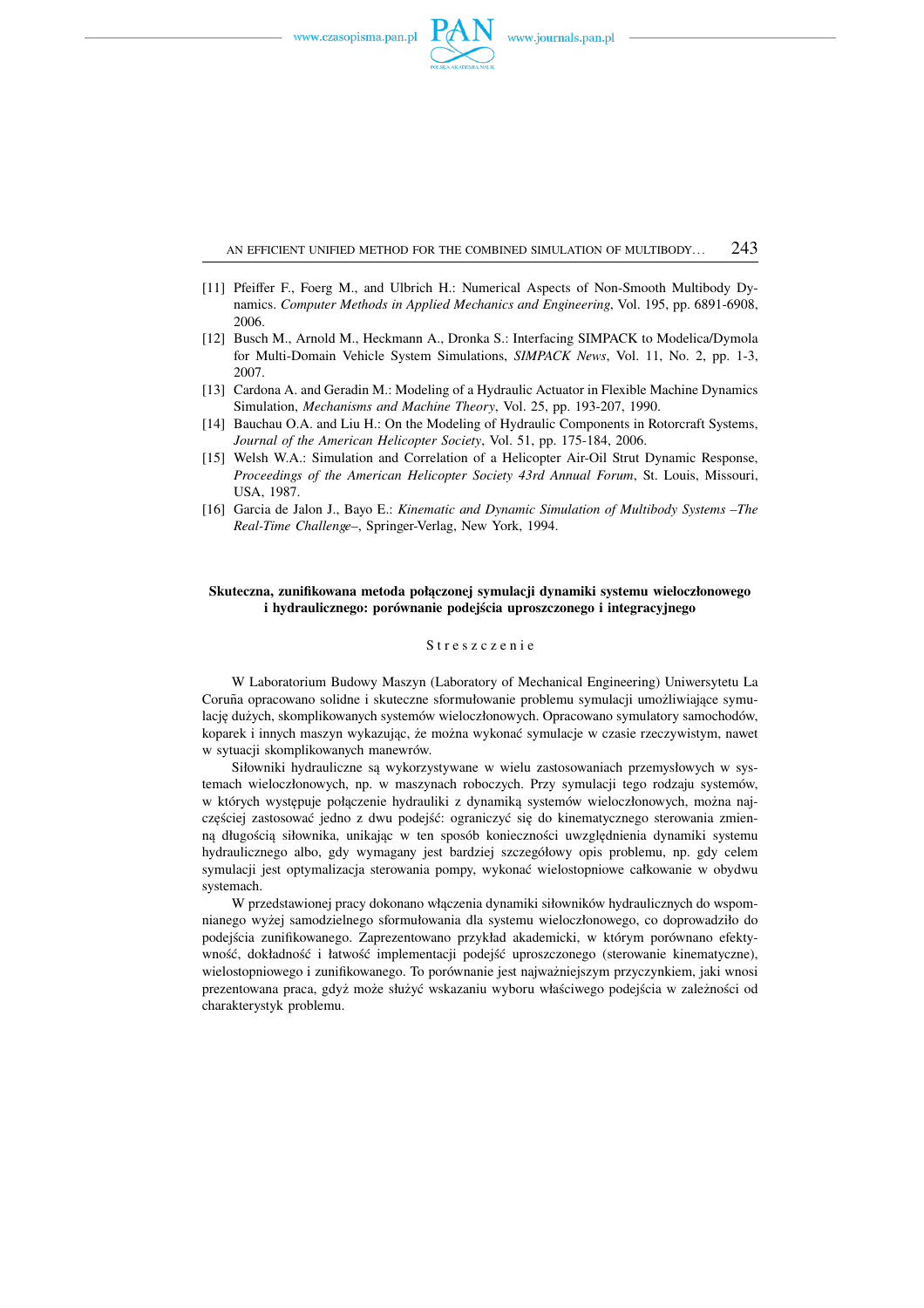[11] Pfeiffer F., Foerg M., and Ulbrich H.: Numerical Aspects of Non-Smooth Multibody Dynamics. *Computer Methods in Applied Mechanics and Engineering*, Vol. 195, pp. 6891-6908, 2006.

[12] Busch M., Arnold M., Heckmann A., Dronka S.: Interfacing SIMPACK to Modelica/Dymola for Multi-Domain Vehicle System Simulations, *SIMPACK News*, Vol. 11, No. 2, pp. 1-3, 2007.

[13] Cardona A. and Geradin M.: Modeling of a Hydraulic Actuator in Flexible Machine Dynamics Simulation, *Mechanisms and Machine Theory*, Vol. 25, pp. 193-207, 1990.

[14] Bauchau O.A. and Liu H.: On the Modeling of Hydraulic Components in Rotorcraft Systems, *Journal of the American Helicopter Society*, Vol. 51, pp. 175-184, 2006.

[15] Welsh W.A.: Simulation and Correlation of a Helicopter Air-Oil Strut Dynamic Response, *Proceedings of the American Helicopter Society 43rd Annual Forum*, St. Louis, Missouri, USA, 1987.

[16] Garcia de Jalon J., Bayo E.: *Kinematic and Dynamic Simulation of Multibody Systems –The Real-Time Challenge–*, Springer-Verlag, New York, 1994.

**Skuteczna, zunifikowana metoda połączonej symulacji dynamiki systemu wieloczłonowego i hydraulicznego: porównanie podejścia uproszczonego i integracyjnego**

Streszczenie

W Laboratorium Budowy Maszyn (Laboratory of Mechanical Engineering) Uniwersytetu La Coruña opracowano solidne i skuteczne sformułowanie problemu symulacji umożliwiające symulację dużych, skomplikowanych systemów wieloczłonowych. Opracowano symulatory samochodów, koparek i innych maszyn wykazując, że można wykonać symulacje w czasie rzeczywistym, nawet w sytuacji skomplikowanych manewrów.

Siłowniki hydrauliczne są wykorzystywane w wielu zastosowaniach przemysłowych w systemach wieloczłonowych, np. w maszynach roboczych. Przy symulacji tego rodzaju systemów, w których występuje połączenie hydrauliki z dynamiką systemów wieloczłonowych, można najczęściej zastosować jedno z dwu podejść: ograniczyć się do kinematycznego sterowania zmienną długością siłownika, unikając w ten sposób konieczności uwzględnienia dynamiki systemu hydraulicznego albo, gdy wymagany jest bardziej szczegółowy opis problemu, np. gdy celem symulacji jest optymalizacja sterowania pompy, wykonać wielostopniowe całkowanie w obydwu systemach.

W przedstawionej pracy dokonano włączenia dynamiki siłowników hydraulicznych do wspomnianego wyżej samodzielnego sformułowania dla systemu wieloczłonowego, co doprowadziło do podejścia zunifikowanego. Zaprezentowano przykład akademicki, w którym porównano efektywność, dokładność i łatwość implementacji podejść uproszczonego (sterowanie kinematyczne), wielostopniowego i zunifikowanego. To porównanie jest najważniejszym przyczynkiem, jaki wnosi prezentowana praca, gdyż może służyć wskazaniu wyboru właściwego podejścia w zależności od charakterystyk problemu.